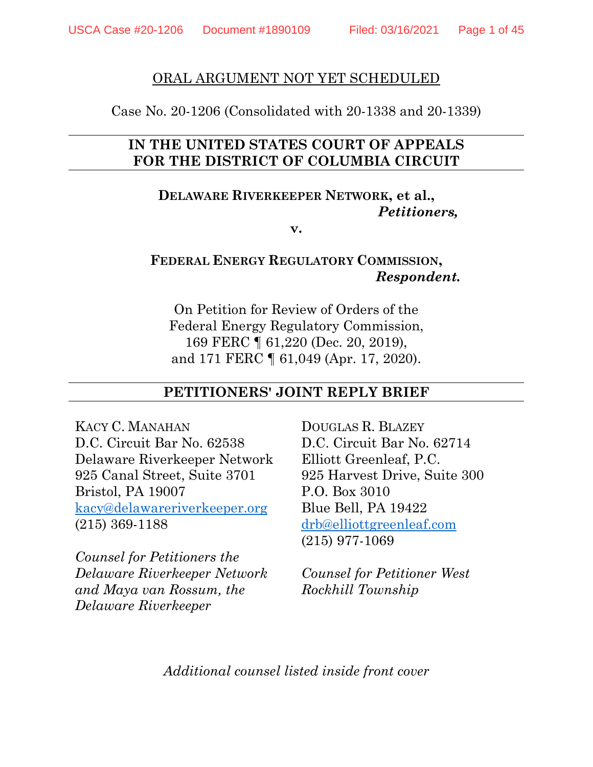ORAL ARGUMENT NOT YET SCHEDULED

Case No. 20-1206 (Consolidated with 20-1338 and 20-1339)

**IN THE UNITED STATES COURT OF APPEALS FOR THE DISTRICT OF COLUMBIA CIRCUIT**

**DELAWARE RIVERKEEPER NETWORK, et al.,**
***Petitioners,***

**v.**

**FEDERAL ENERGY REGULATORY COMMISSION,**
***Respondent.***

On Petition for Review of Orders of the Federal Energy Regulatory Commission, 169 FERC ¶ 61,220 (Dec. 20, 2019), and 171 FERC ¶ 61,049 (Apr. 17, 2020).

**PETITIONERS' JOINT REPLY BRIEF**

KACY C. MANAHAN
D.C. Circuit Bar No. 62538
Delaware Riverkeeper Network
925 Canal Street, Suite 3701
Bristol, PA 19007
kacy@delawareriverkeeper.org
(215) 369-1188

*Counsel for Petitioners the Delaware Riverkeeper Network and Maya van Rossum, the Delaware Riverkeeper*

DOUGLAS R. BLAZEY
D.C. Circuit Bar No. 62714
Elliott Greenleaf, P.C.
925 Harvest Drive, Suite 300
P.O. Box 3010
Blue Bell, PA 19422
drb@elliottgreenleaf.com
(215) 977-1069

*Counsel for Petitioner West Rockhill Township*

*Additional counsel listed inside front cover*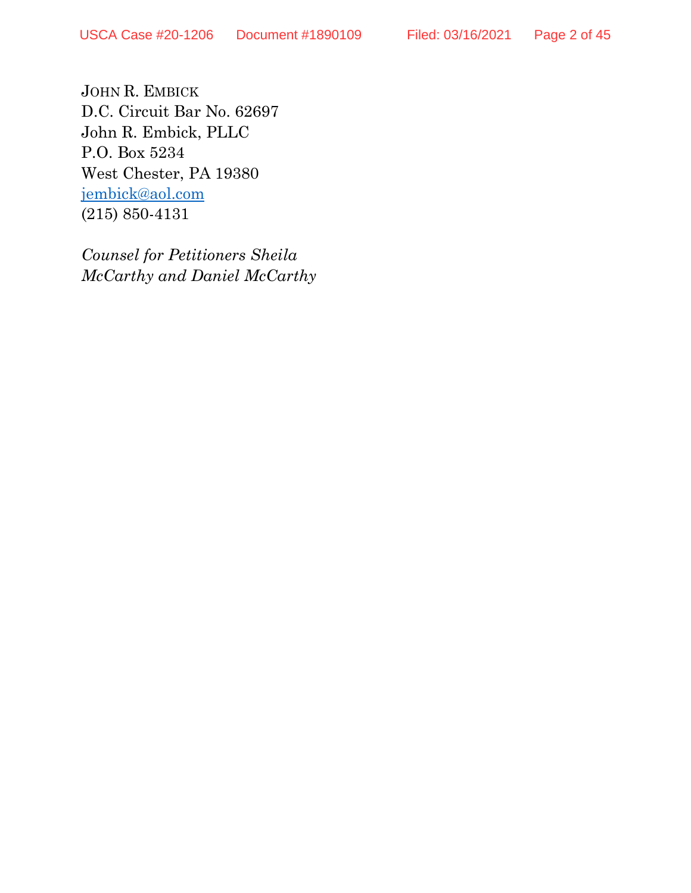JOHN R. EMBICK
D.C. Circuit Bar No. 62697
John R. Embick, PLLC
P.O. Box 5234
West Chester, PA 19380
jembick@aol.com
(215) 850-4131

*Counsel for Petitioners Sheila McCarthy and Daniel McCarthy*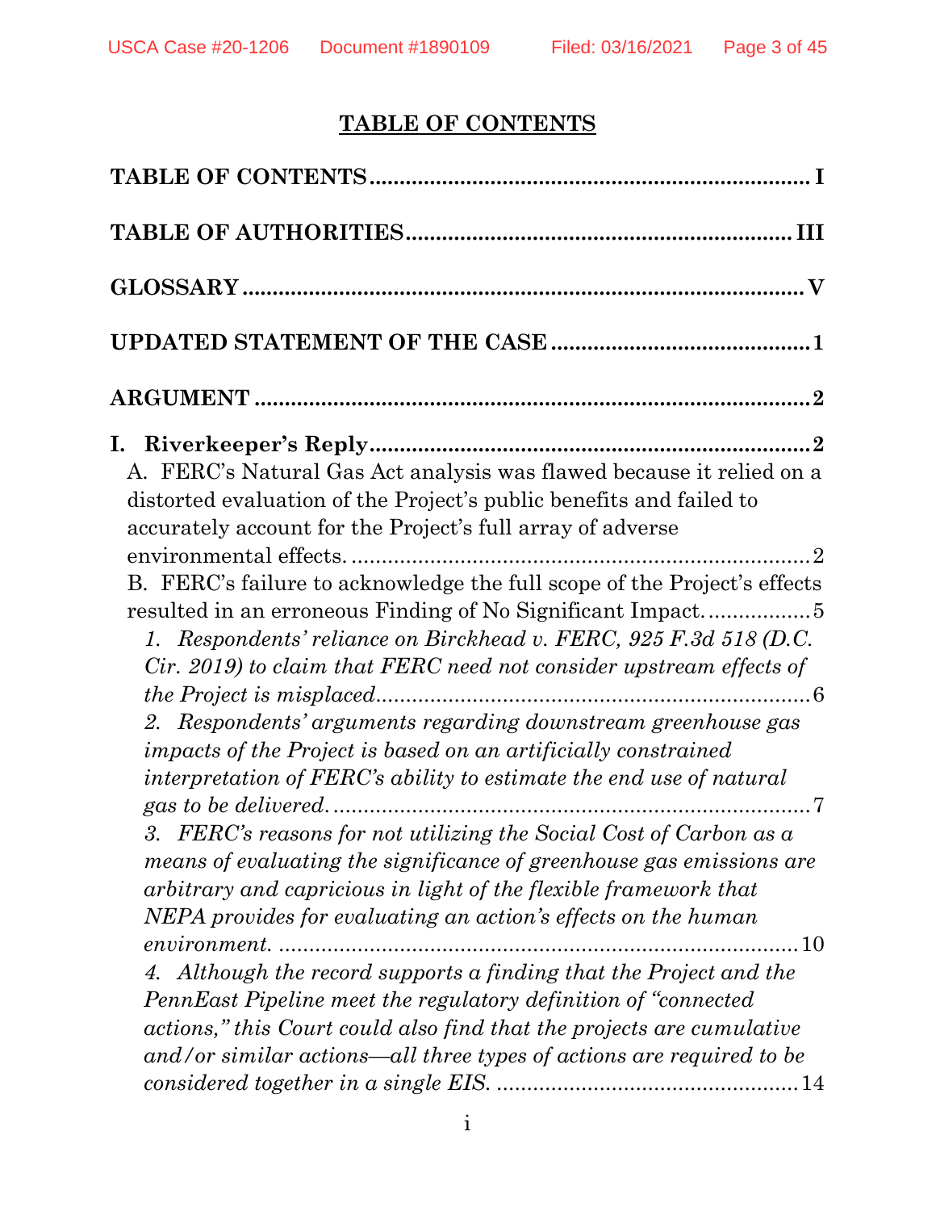## TABLE OF CONTENTS

**TABLE OF CONTENTS** ............................................................................ I

**TABLE OF AUTHORITIES** ................................................................ III

**GLOSSARY** ........................................................................................ V

**UPDATED STATEMENT OF THE CASE** ............................................ 1

**ARGUMENT** ......................................................................................... 2

**I. Riverkeeper's Reply** ......................................................................... 2

A. FERC's Natural Gas Act analysis was flawed because it relied on a distorted evaluation of the Project's public benefits and failed to accurately account for the Project's full array of adverse environmental effects. ............................................................................ 2

B. FERC's failure to acknowledge the full scope of the Project's effects resulted in an erroneous Finding of No Significant Impact. ................. 5

*1. Respondents' reliance on Birckhead v. FERC, 925 F.3d 518 (D.C. Cir. 2019) to claim that FERC need not consider upstream effects of the Project is misplaced* ......................................................................... 6

*2. Respondents' arguments regarding downstream greenhouse gas impacts of the Project is based on an artificially constrained interpretation of FERC's ability to estimate the end use of natural gas to be delivered.* ............................................................................... 7

*3. FERC's reasons for not utilizing the Social Cost of Carbon as a means of evaluating the significance of greenhouse gas emissions are arbitrary and capricious in light of the flexible framework that NEPA provides for evaluating an action's effects on the human environment.* ...................................................................................... 10

*4. Although the record supports a finding that the Project and the PennEast Pipeline meet the regulatory definition of "connected actions," this Court could also find that the projects are cumulative and/or similar actions—all three types of actions are required to be considered together in a single EIS.* ................................................... 14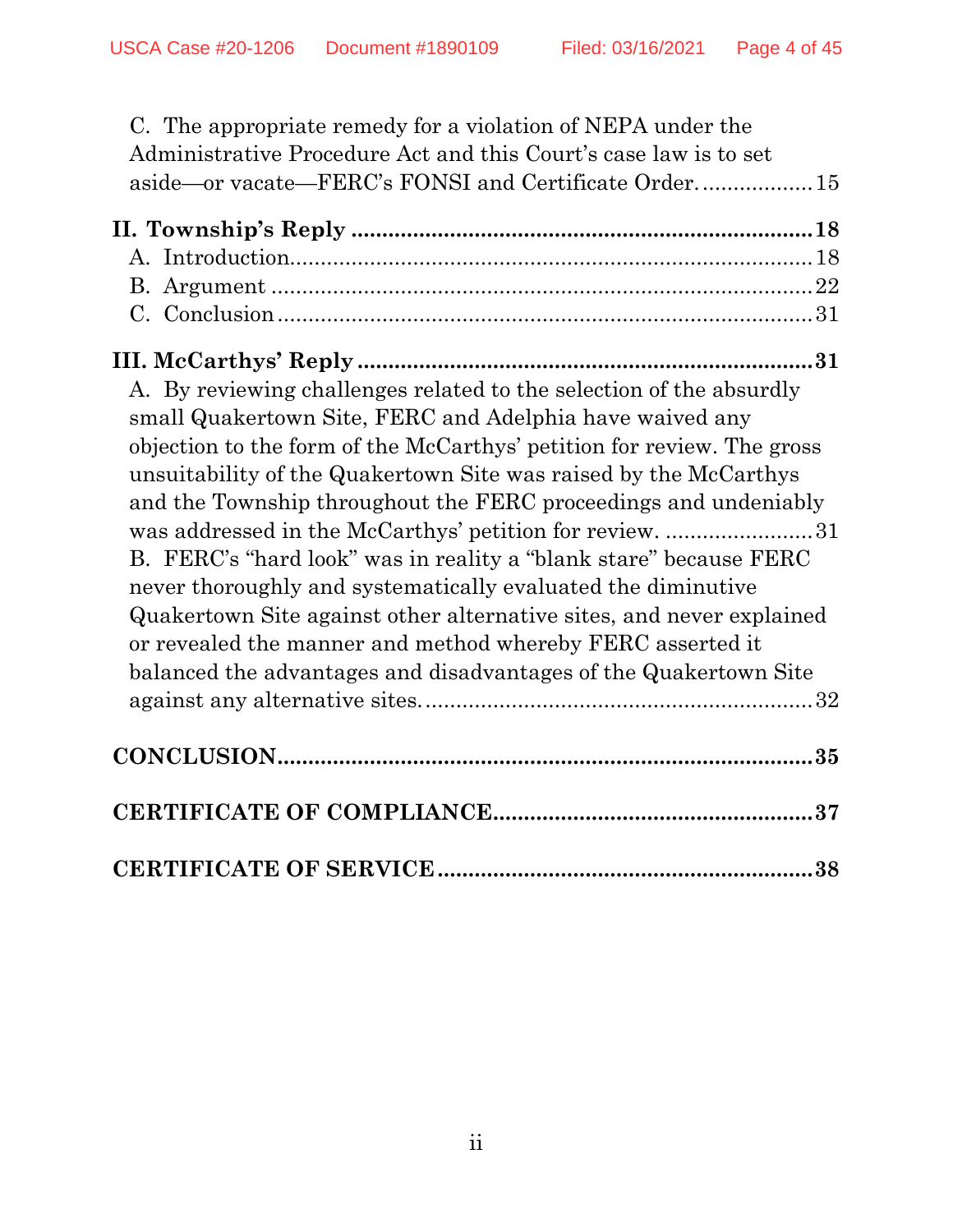C. The appropriate remedy for a violation of NEPA under the Administrative Procedure Act and this Court's case law is to set aside—or vacate—FERC's FONSI and Certificate Order. .................. 15

**II. Township's Reply ........................................................................ 18**

A. Introduction..................................................................................... 18

B. Argument ........................................................................................ 22

C. Conclusion ....................................................................................... 31

**III. McCarthys' Reply ....................................................................... 31**

A. By reviewing challenges related to the selection of the absurdly small Quakertown Site, FERC and Adelphia have waived any objection to the form of the McCarthys' petition for review. The gross unsuitability of the Quakertown Site was raised by the McCarthys and the Township throughout the FERC proceedings and undeniably was addressed in the McCarthys' petition for review. ........................ 31

B. FERC's "hard look" was in reality a "blank stare" because FERC never thoroughly and systematically evaluated the diminutive Quakertown Site against other alternative sites, and never explained or revealed the manner and method whereby FERC asserted it balanced the advantages and disadvantages of the Quakertown Site against any alternative sites. .............................................................. 32

**CONCLUSION ..................................................................................... 35**

**CERTIFICATE OF COMPLIANCE ................................................... 37**

**CERTIFICATE OF SERVICE ............................................................ 38**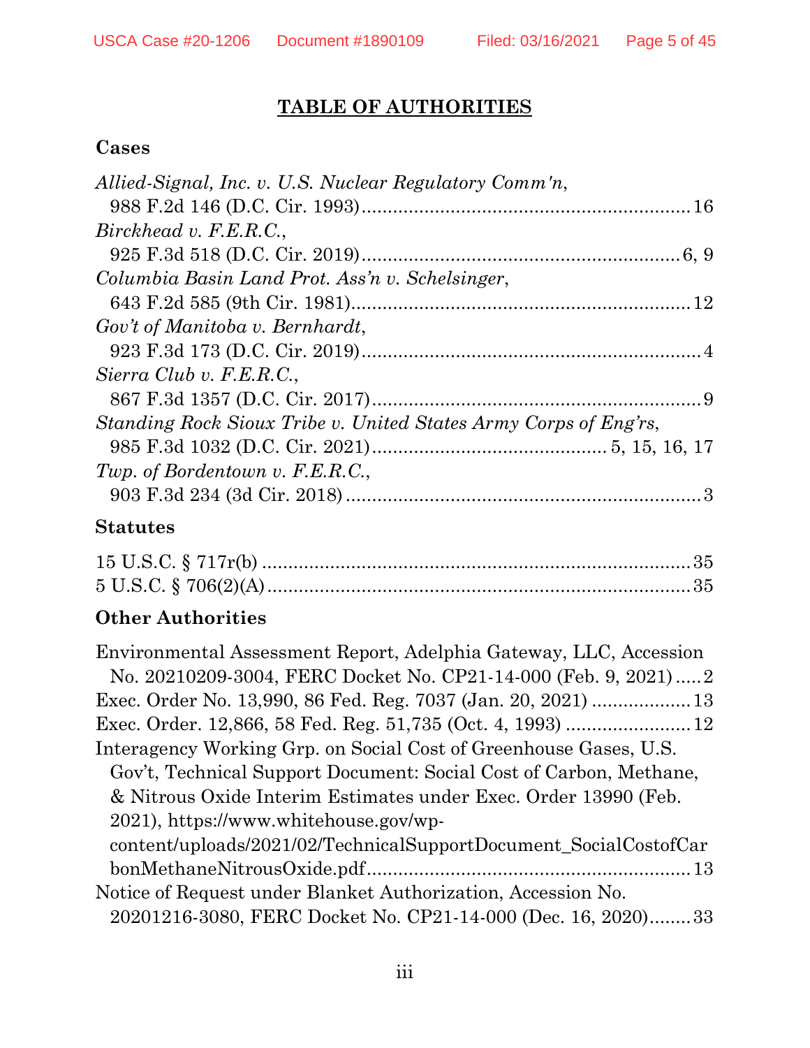# TABLE OF AUTHORITIES

## Cases

*Allied-Signal, Inc. v. U.S. Nuclear Regulatory Comm'n*,
988 F.2d 146 (D.C. Cir. 1993) .......... 16

*Birckhead v. F.E.R.C.*,
925 F.3d 518 (D.C. Cir. 2019) .......... 6, 9

*Columbia Basin Land Prot. Ass'n v. Schelsinger*,
643 F.2d 585 (9th Cir. 1981) .......... 12

*Gov't of Manitoba v. Bernhardt*,
923 F.3d 173 (D.C. Cir. 2019) .......... 4

*Sierra Club v. F.E.R.C.*,
867 F.3d 1357 (D.C. Cir. 2017) .......... 9

*Standing Rock Sioux Tribe v. United States Army Corps of Eng'rs*,
985 F.3d 1032 (D.C. Cir. 2021) .......... 5, 15, 16, 17

*Twp. of Bordentown v. F.E.R.C.*,
903 F.3d 234 (3d Cir. 2018) .......... 3

## Statutes

15 U.S.C. § 717r(b) .......... 35
5 U.S.C. § 706(2)(A) .......... 35

## Other Authorities

Environmental Assessment Report, Adelphia Gateway, LLC, Accession No. 20210209-3004, FERC Docket No. CP21-14-000 (Feb. 9, 2021) .......... 2

Exec. Order No. 13,990, 86 Fed. Reg. 7037 (Jan. 20, 2021) .......... 13

Exec. Order. 12,866, 58 Fed. Reg. 51,735 (Oct. 4, 1993) .......... 12

Interagency Working Grp. on Social Cost of Greenhouse Gases, U.S. Gov't, Technical Support Document: Social Cost of Carbon, Methane, & Nitrous Oxide Interim Estimates under Exec. Order 13990 (Feb. 2021), https://www.whitehouse.gov/wp-content/uploads/2021/02/TechnicalSupportDocument_SocialCostofCarbonMethaneNitrousOxide.pdf .......... 13

Notice of Request under Blanket Authorization, Accession No. 20201216-3080, FERC Docket No. CP21-14-000 (Dec. 16, 2020) .......... 33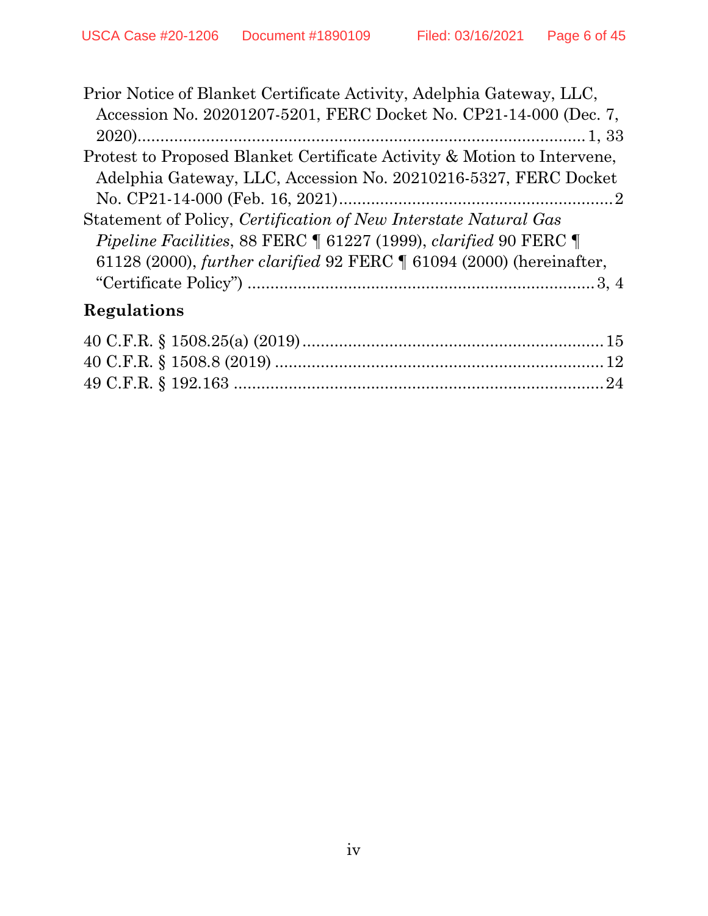Prior Notice of Blanket Certificate Activity, Adelphia Gateway, LLC, Accession No. 20201207-5201, FERC Docket No. CP21-14-000 (Dec. 7, 2020)....................................................................................1, 33

Protest to Proposed Blanket Certificate Activity & Motion to Intervene, Adelphia Gateway, LLC, Accession No. 20210216-5327, FERC Docket No. CP21-14-000 (Feb. 16, 2021)...........................................................2

Statement of Policy, *Certification of New Interstate Natural Gas Pipeline Facilities*, 88 FERC ¶ 61227 (1999), *clarified* 90 FERC ¶ 61128 (2000), *further clarified* 92 FERC ¶ 61094 (2000) (hereinafter, "Certificate Policy") ............................................................................3, 4

## Regulations

40 C.F.R. § 1508.25(a) (2019).................................................................15

40 C.F.R. § 1508.8 (2019) .......................................................................12

49 C.F.R. § 192.163 ................................................................................24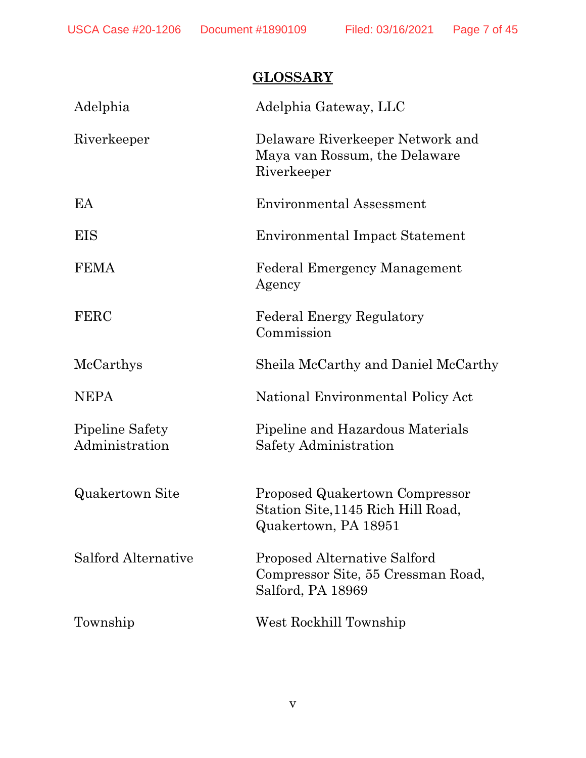## GLOSSARY

| | |
|---|---|
| Adelphia | Adelphia Gateway, LLC |
| Riverkeeper | Delaware Riverkeeper Network and Maya van Rossum, the Delaware Riverkeeper |
| EA | Environmental Assessment |
| EIS | Environmental Impact Statement |
| FEMA | Federal Emergency Management Agency |
| FERC | Federal Energy Regulatory Commission |
| McCarthys | Sheila McCarthy and Daniel McCarthy |
| NEPA | National Environmental Policy Act |
| Pipeline Safety Administration | Pipeline and Hazardous Materials Safety Administration |
| Quakertown Site | Proposed Quakertown Compressor Station Site,1145 Rich Hill Road, Quakertown, PA 18951 |
| Salford Alternative | Proposed Alternative Salford Compressor Site, 55 Cressman Road, Salford, PA 18969 |
| Township | West Rockhill Township |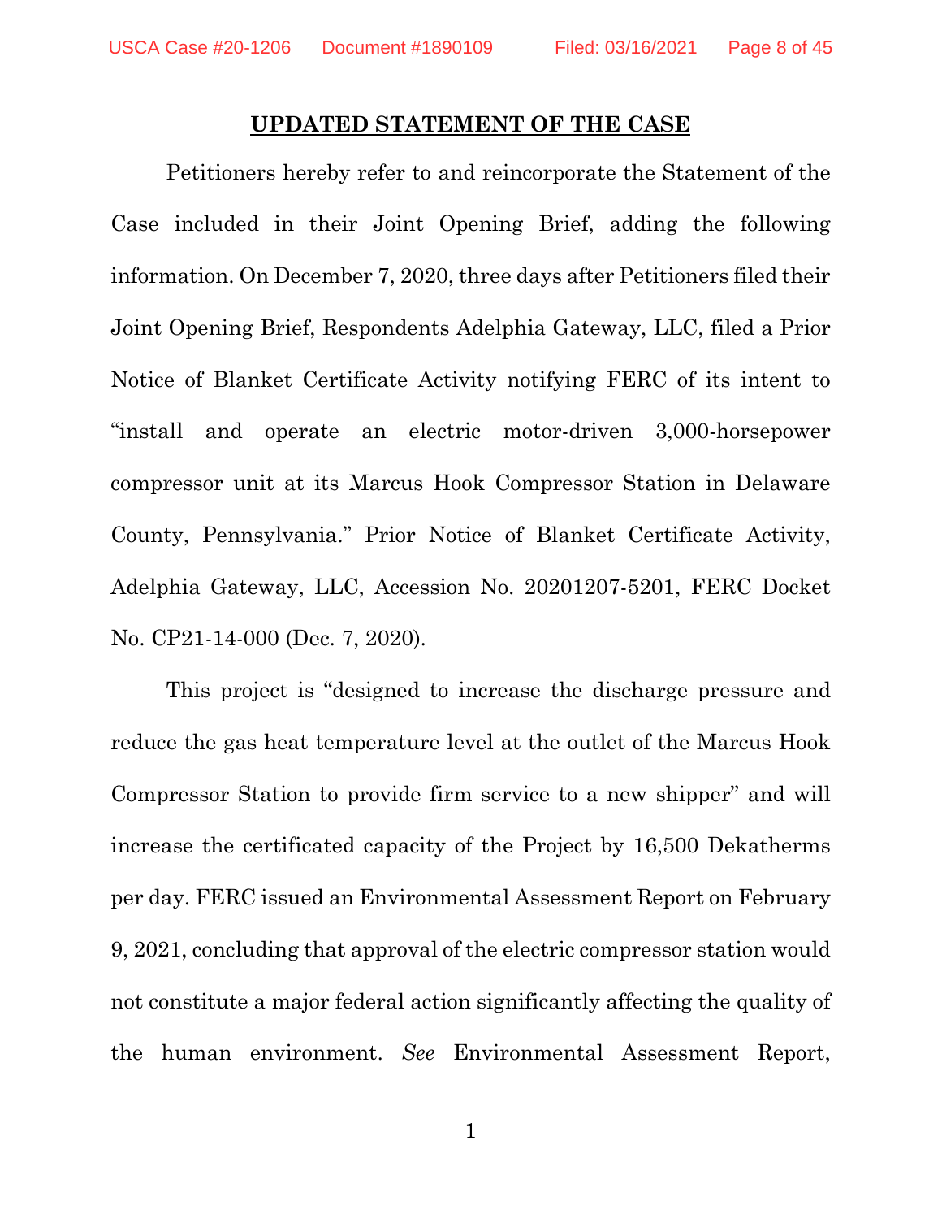## UPDATED STATEMENT OF THE CASE

Petitioners hereby refer to and reincorporate the Statement of the Case included in their Joint Opening Brief, adding the following information. On December 7, 2020, three days after Petitioners filed their Joint Opening Brief, Respondents Adelphia Gateway, LLC, filed a Prior Notice of Blanket Certificate Activity notifying FERC of its intent to "install and operate an electric motor-driven 3,000-horsepower compressor unit at its Marcus Hook Compressor Station in Delaware County, Pennsylvania." Prior Notice of Blanket Certificate Activity, Adelphia Gateway, LLC, Accession No. 20201207-5201, FERC Docket No. CP21-14-000 (Dec. 7, 2020).

This project is "designed to increase the discharge pressure and reduce the gas heat temperature level at the outlet of the Marcus Hook Compressor Station to provide firm service to a new shipper" and will increase the certificated capacity of the Project by 16,500 Dekatherms per day. FERC issued an Environmental Assessment Report on February 9, 2021, concluding that approval of the electric compressor station would not constitute a major federal action significantly affecting the quality of the human environment. *See* Environmental Assessment Report,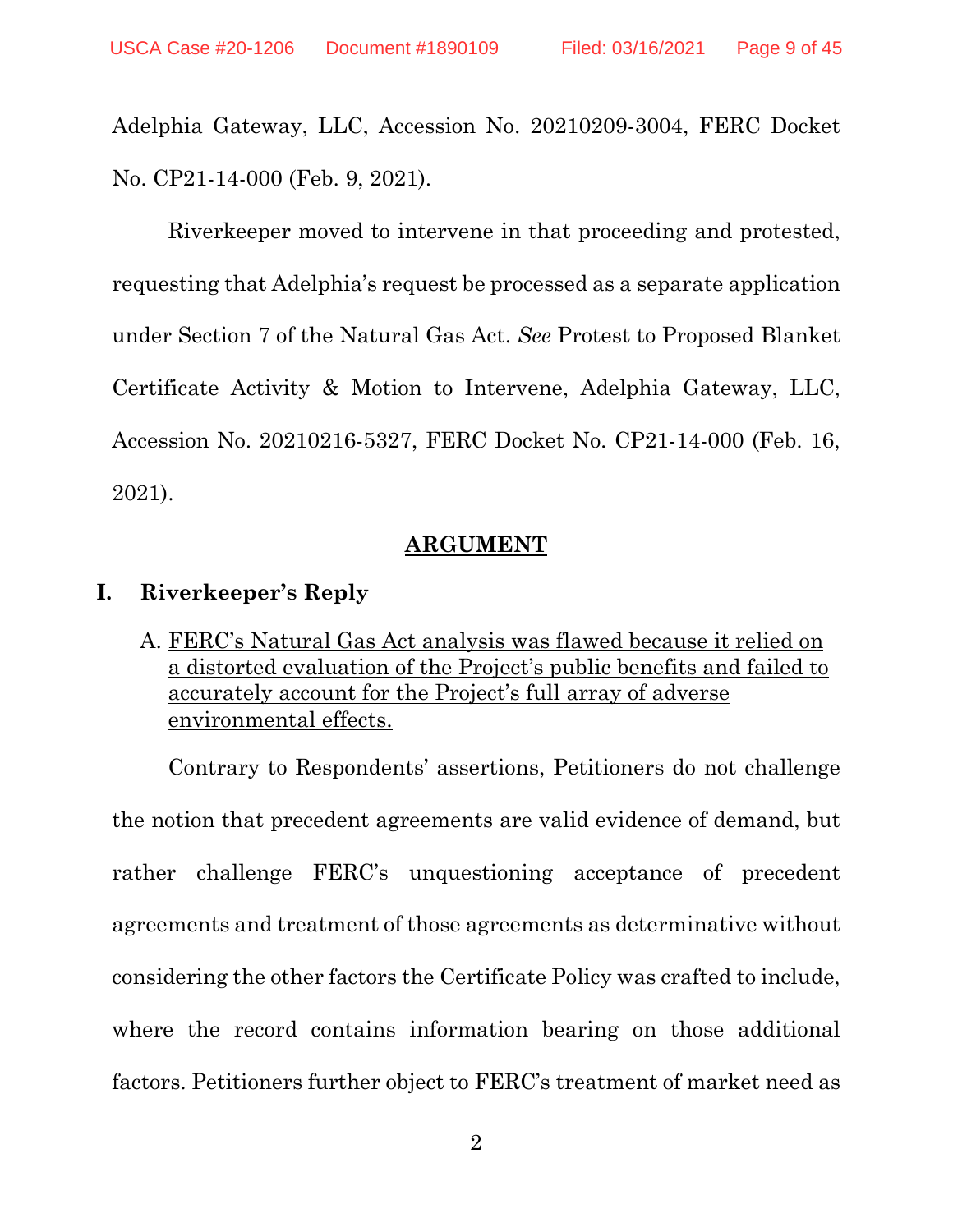Adelphia Gateway, LLC, Accession No. 20210209-3004, FERC Docket No. CP21-14-000 (Feb. 9, 2021).

Riverkeeper moved to intervene in that proceeding and protested, requesting that Adelphia's request be processed as a separate application under Section 7 of the Natural Gas Act. *See* Protest to Proposed Blanket Certificate Activity & Motion to Intervene, Adelphia Gateway, LLC, Accession No. 20210216-5327, FERC Docket No. CP21-14-000 (Feb. 16, 2021).

## ARGUMENT

### I. Riverkeeper's Reply

#### A. FERC's Natural Gas Act analysis was flawed because it relied on a distorted evaluation of the Project's public benefits and failed to accurately account for the Project's full array of adverse environmental effects.

Contrary to Respondents' assertions, Petitioners do not challenge the notion that precedent agreements are valid evidence of demand, but rather challenge FERC's unquestioning acceptance of precedent agreements and treatment of those agreements as determinative without considering the other factors the Certificate Policy was crafted to include, where the record contains information bearing on those additional factors. Petitioners further object to FERC's treatment of market need as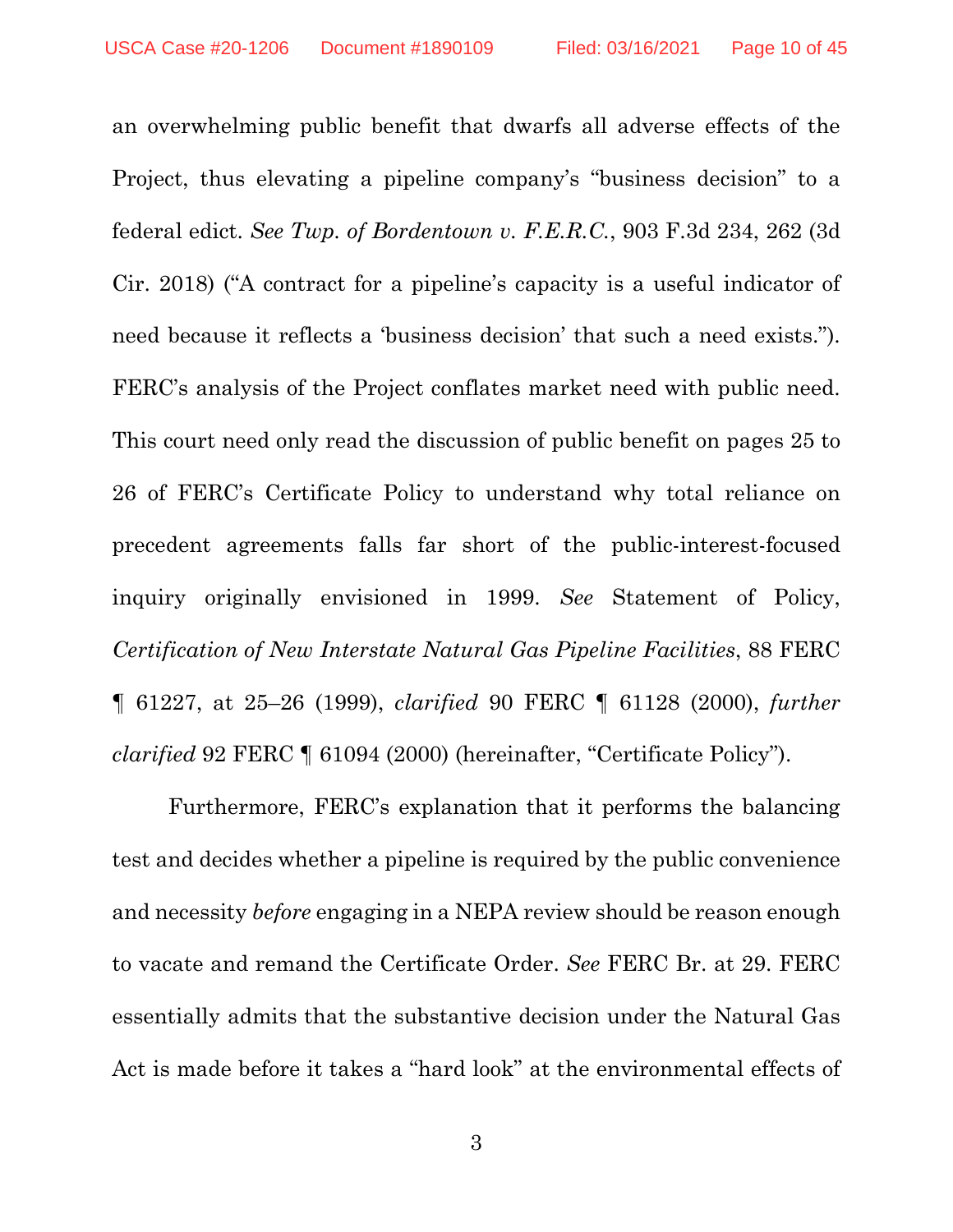an overwhelming public benefit that dwarfs all adverse effects of the Project, thus elevating a pipeline company's "business decision" to a federal edict. *See Twp. of Bordentown v. F.E.R.C.*, 903 F.3d 234, 262 (3d Cir. 2018) ("A contract for a pipeline's capacity is a useful indicator of need because it reflects a 'business decision' that such a need exists."). FERC's analysis of the Project conflates market need with public need. This court need only read the discussion of public benefit on pages 25 to 26 of FERC's Certificate Policy to understand why total reliance on precedent agreements falls far short of the public-interest-focused inquiry originally envisioned in 1999. *See* Statement of Policy, *Certification of New Interstate Natural Gas Pipeline Facilities*, 88 FERC ¶ 61227, at 25–26 (1999), *clarified* 90 FERC ¶ 61128 (2000), *further clarified* 92 FERC ¶ 61094 (2000) (hereinafter, "Certificate Policy").

Furthermore, FERC's explanation that it performs the balancing test and decides whether a pipeline is required by the public convenience and necessity *before* engaging in a NEPA review should be reason enough to vacate and remand the Certificate Order. *See* FERC Br. at 29. FERC essentially admits that the substantive decision under the Natural Gas Act is made before it takes a "hard look" at the environmental effects of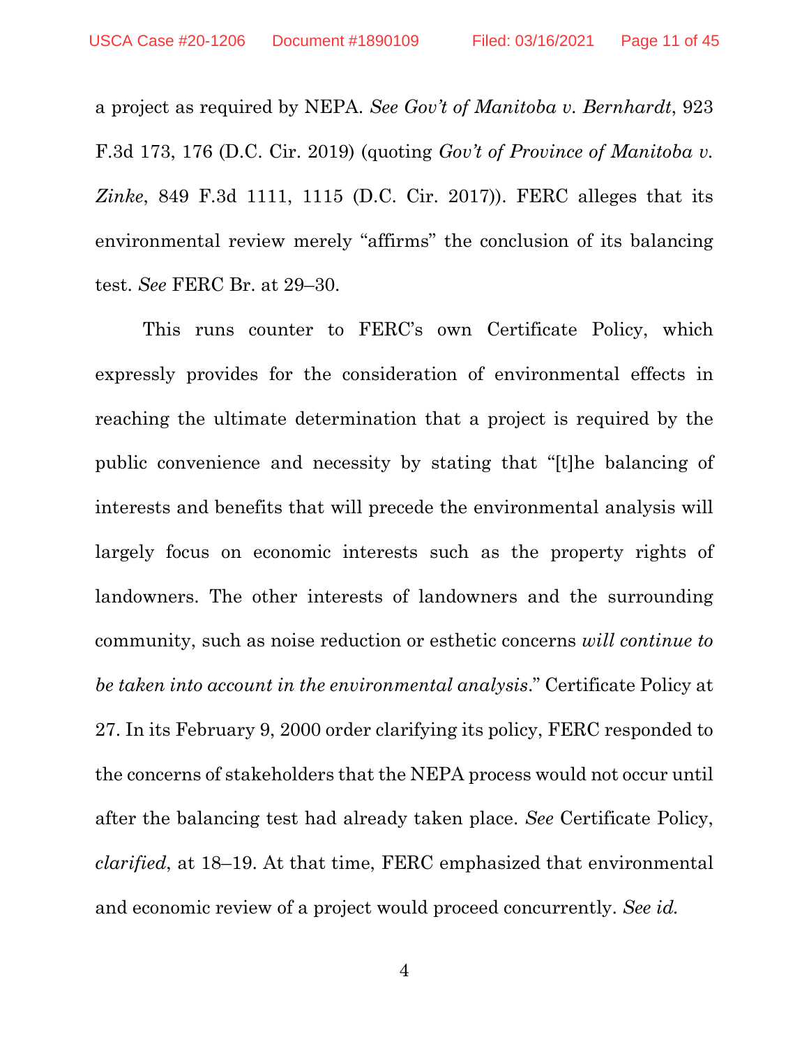a project as required by NEPA. *See Gov't of Manitoba v. Bernhardt*, 923 F.3d 173, 176 (D.C. Cir. 2019) (quoting *Gov't of Province of Manitoba v. Zinke*, 849 F.3d 1111, 1115 (D.C. Cir. 2017)). FERC alleges that its environmental review merely "affirms" the conclusion of its balancing test. *See* FERC Br. at 29–30.

This runs counter to FERC's own Certificate Policy, which expressly provides for the consideration of environmental effects in reaching the ultimate determination that a project is required by the public convenience and necessity by stating that "[t]he balancing of interests and benefits that will precede the environmental analysis will largely focus on economic interests such as the property rights of landowners. The other interests of landowners and the surrounding community, such as noise reduction or esthetic concerns *will continue to be taken into account in the environmental analysis*." Certificate Policy at 27. In its February 9, 2000 order clarifying its policy, FERC responded to the concerns of stakeholders that the NEPA process would not occur until after the balancing test had already taken place. *See* Certificate Policy, *clarified*, at 18–19. At that time, FERC emphasized that environmental and economic review of a project would proceed concurrently. *See id.*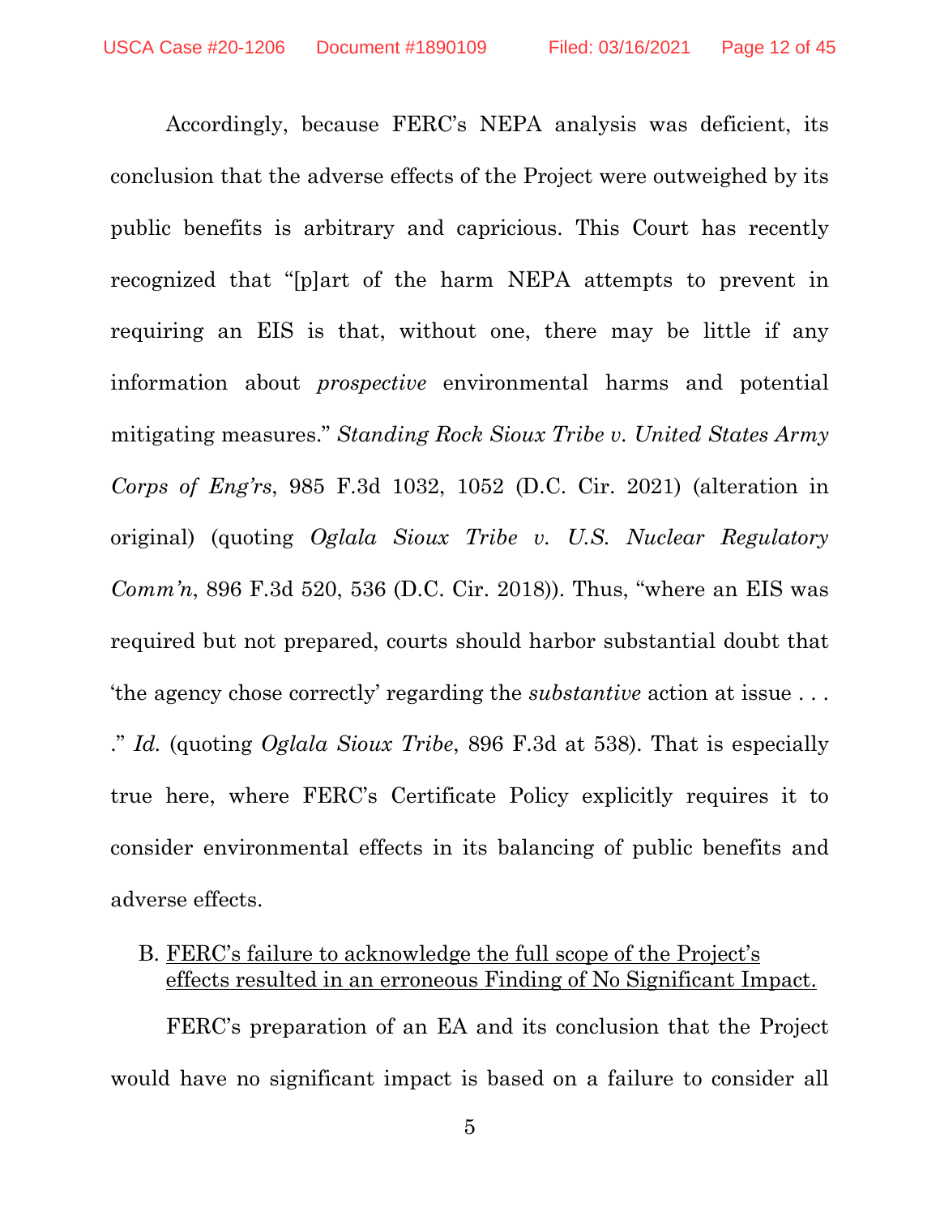Accordingly, because FERC's NEPA analysis was deficient, its conclusion that the adverse effects of the Project were outweighed by its public benefits is arbitrary and capricious. This Court has recently recognized that "[p]art of the harm NEPA attempts to prevent in requiring an EIS is that, without one, there may be little if any information about *prospective* environmental harms and potential mitigating measures." *Standing Rock Sioux Tribe v. United States Army Corps of Eng'rs*, 985 F.3d 1032, 1052 (D.C. Cir. 2021) (alteration in original) (quoting *Oglala Sioux Tribe v. U.S. Nuclear Regulatory Comm'n*, 896 F.3d 520, 536 (D.C. Cir. 2018)). Thus, "where an EIS was required but not prepared, courts should harbor substantial doubt that 'the agency chose correctly' regarding the *substantive* action at issue . . . ." *Id.* (quoting *Oglala Sioux Tribe*, 896 F.3d at 538). That is especially true here, where FERC's Certificate Policy explicitly requires it to consider environmental effects in its balancing of public benefits and adverse effects.

B. <u>FERC's failure to acknowledge the full scope of the Project's effects resulted in an erroneous Finding of No Significant Impact.</u>

FERC's preparation of an EA and its conclusion that the Project would have no significant impact is based on a failure to consider all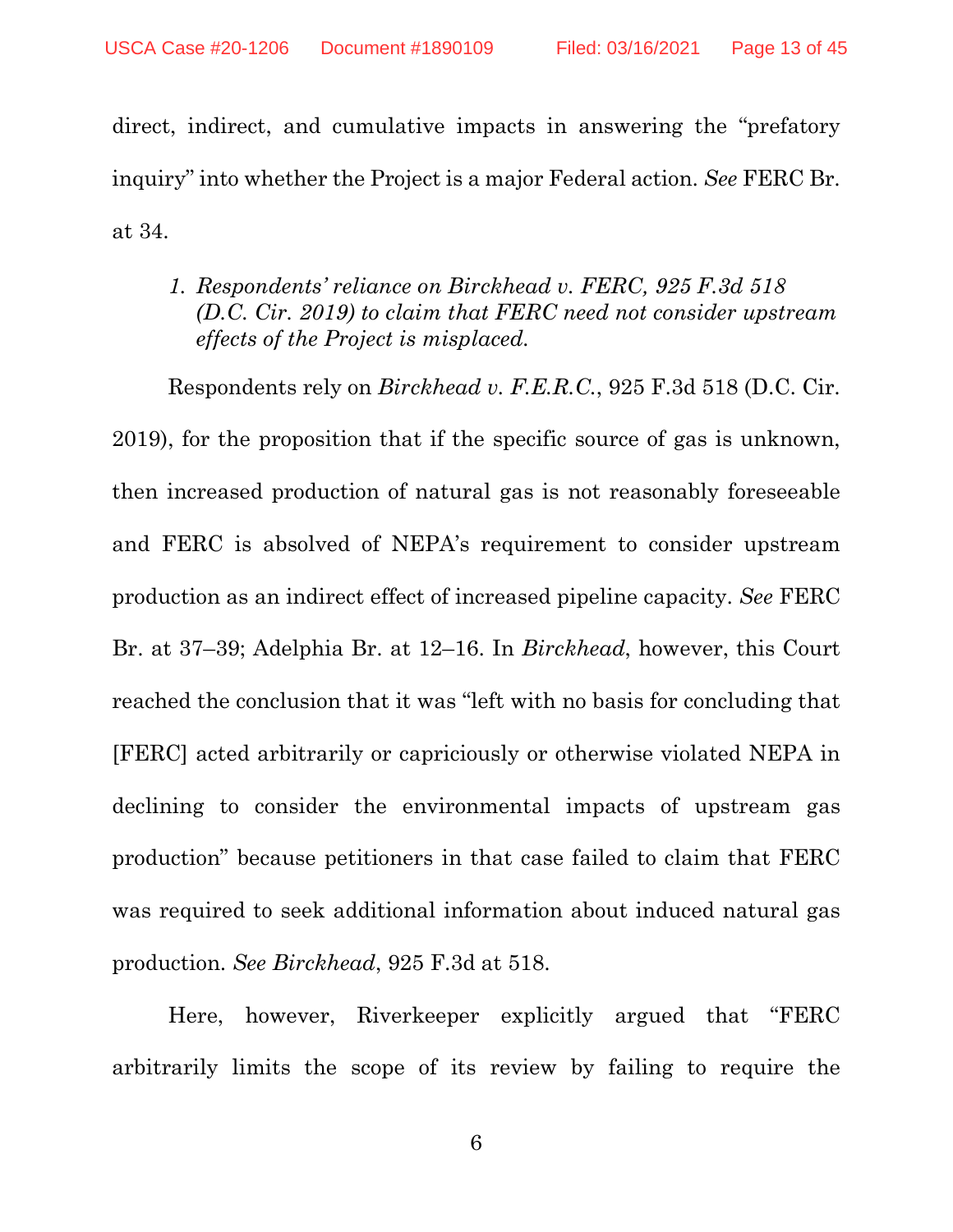direct, indirect, and cumulative impacts in answering the "prefatory inquiry" into whether the Project is a major Federal action. *See* FERC Br. at 34.

1. *Respondents' reliance on Birckhead v. FERC, 925 F.3d 518 (D.C. Cir. 2019) to claim that FERC need not consider upstream effects of the Project is misplaced.*

Respondents rely on *Birckhead v. F.E.R.C.*, 925 F.3d 518 (D.C. Cir. 2019), for the proposition that if the specific source of gas is unknown, then increased production of natural gas is not reasonably foreseeable and FERC is absolved of NEPA's requirement to consider upstream production as an indirect effect of increased pipeline capacity. *See* FERC Br. at 37–39; Adelphia Br. at 12–16. In *Birckhead*, however, this Court reached the conclusion that it was "left with no basis for concluding that [FERC] acted arbitrarily or capriciously or otherwise violated NEPA in declining to consider the environmental impacts of upstream gas production" because petitioners in that case failed to claim that FERC was required to seek additional information about induced natural gas production. *See Birckhead*, 925 F.3d at 518.

Here, however, Riverkeeper explicitly argued that "FERC arbitrarily limits the scope of its review by failing to require the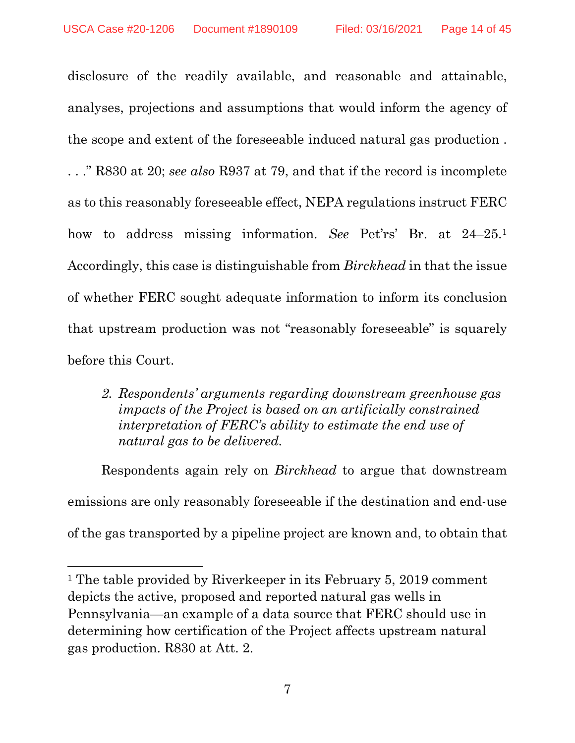disclosure of the readily available, and reasonable and attainable, analyses, projections and assumptions that would inform the agency of the scope and extent of the foreseeable induced natural gas production . . . ." R830 at 20; *see also* R937 at 79, and that if the record is incomplete as to this reasonably foreseeable effect, NEPA regulations instruct FERC how to address missing information. *See* Pet'rs' Br. at 24–25.[1] Accordingly, this case is distinguishable from *Birckhead* in that the issue of whether FERC sought adequate information to inform its conclusion that upstream production was not "reasonably foreseeable" is squarely before this Court.

*2. Respondents' arguments regarding downstream greenhouse gas impacts of the Project is based on an artificially constrained interpretation of FERC's ability to estimate the end use of natural gas to be delivered.*

Respondents again rely on *Birckhead* to argue that downstream emissions are only reasonably foreseeable if the destination and end-use of the gas transported by a pipeline project are known and, to obtain that

---

[1] The table provided by Riverkeeper in its February 5, 2019 comment depicts the active, proposed and reported natural gas wells in Pennsylvania—an example of a data source that FERC should use in determining how certification of the Project affects upstream natural gas production. R830 at Att. 2.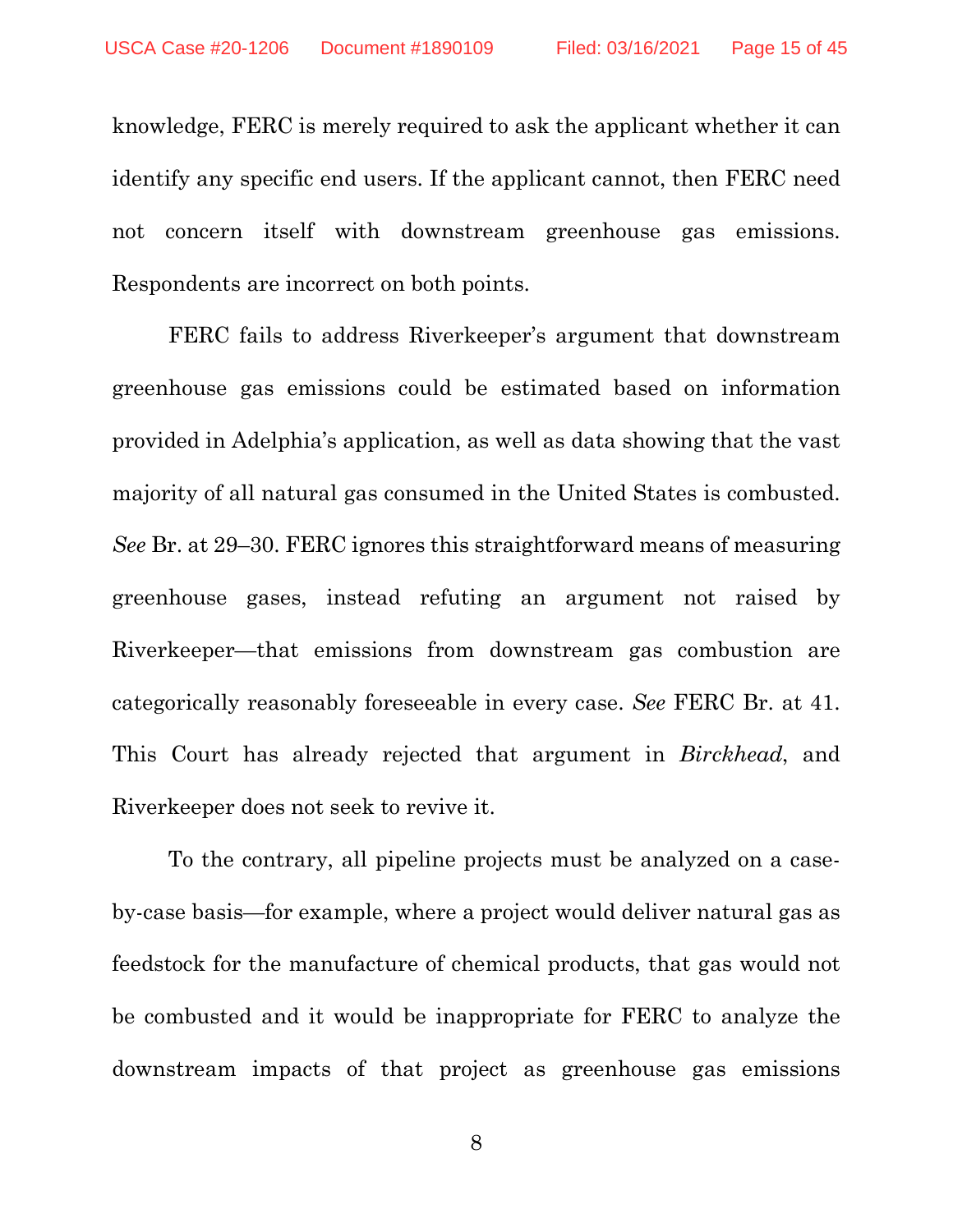knowledge, FERC is merely required to ask the applicant whether it can identify any specific end users. If the applicant cannot, then FERC need not concern itself with downstream greenhouse gas emissions. Respondents are incorrect on both points.

FERC fails to address Riverkeeper's argument that downstream greenhouse gas emissions could be estimated based on information provided in Adelphia's application, as well as data showing that the vast majority of all natural gas consumed in the United States is combusted. *See* Br. at 29–30. FERC ignores this straightforward means of measuring greenhouse gases, instead refuting an argument not raised by Riverkeeper—that emissions from downstream gas combustion are categorically reasonably foreseeable in every case. *See* FERC Br. at 41. This Court has already rejected that argument in *Birckhead*, and Riverkeeper does not seek to revive it.

To the contrary, all pipeline projects must be analyzed on a case-by-case basis—for example, where a project would deliver natural gas as feedstock for the manufacture of chemical products, that gas would not be combusted and it would be inappropriate for FERC to analyze the downstream impacts of that project as greenhouse gas emissions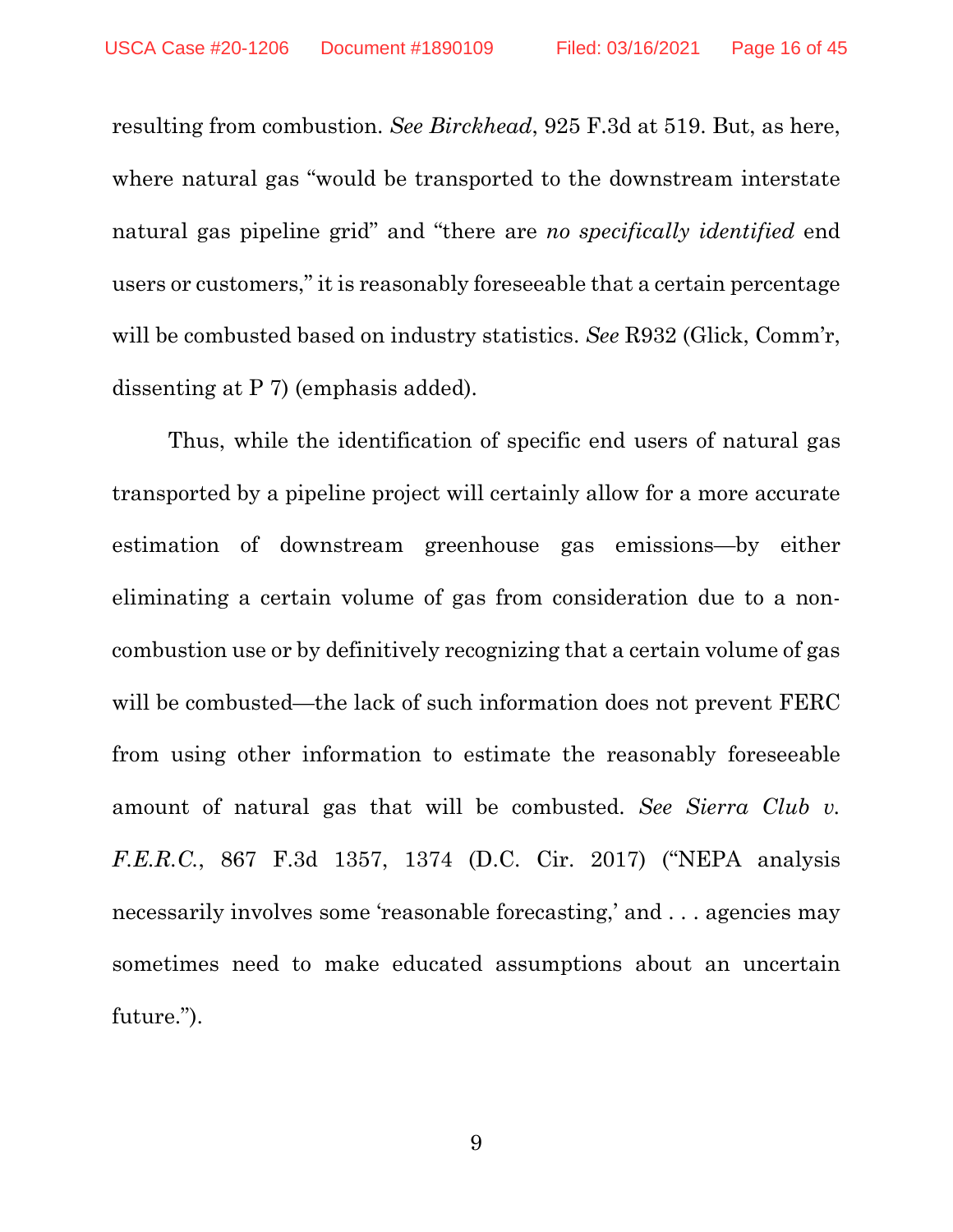resulting from combustion. *See Birckhead*, 925 F.3d at 519. But, as here, where natural gas "would be transported to the downstream interstate natural gas pipeline grid" and "there are *no specifically identified* end users or customers," it is reasonably foreseeable that a certain percentage will be combusted based on industry statistics. *See* R932 (Glick, Comm'r, dissenting at P 7) (emphasis added).

Thus, while the identification of specific end users of natural gas transported by a pipeline project will certainly allow for a more accurate estimation of downstream greenhouse gas emissions—by either eliminating a certain volume of gas from consideration due to a non-combustion use or by definitively recognizing that a certain volume of gas will be combusted—the lack of such information does not prevent FERC from using other information to estimate the reasonably foreseeable amount of natural gas that will be combusted. *See Sierra Club v. F.E.R.C.*, 867 F.3d 1357, 1374 (D.C. Cir. 2017) ("NEPA analysis necessarily involves some 'reasonable forecasting,' and . . . agencies may sometimes need to make educated assumptions about an uncertain future.").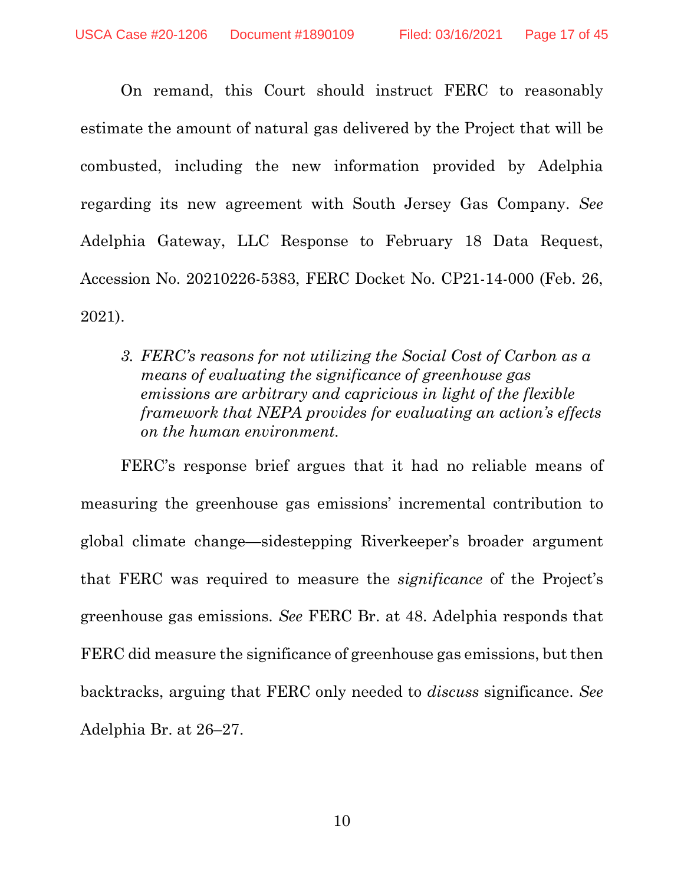On remand, this Court should instruct FERC to reasonably estimate the amount of natural gas delivered by the Project that will be combusted, including the new information provided by Adelphia regarding its new agreement with South Jersey Gas Company. *See* Adelphia Gateway, LLC Response to February 18 Data Request, Accession No. 20210226-5383, FERC Docket No. CP21-14-000 (Feb. 26, 2021).

*3. FERC's reasons for not utilizing the Social Cost of Carbon as a means of evaluating the significance of greenhouse gas emissions are arbitrary and capricious in light of the flexible framework that NEPA provides for evaluating an action's effects on the human environment.*

FERC's response brief argues that it had no reliable means of measuring the greenhouse gas emissions' incremental contribution to global climate change—sidestepping Riverkeeper's broader argument that FERC was required to measure the *significance* of the Project's greenhouse gas emissions. *See* FERC Br. at 48. Adelphia responds that FERC did measure the significance of greenhouse gas emissions, but then backtracks, arguing that FERC only needed to *discuss* significance. *See* Adelphia Br. at 26–27.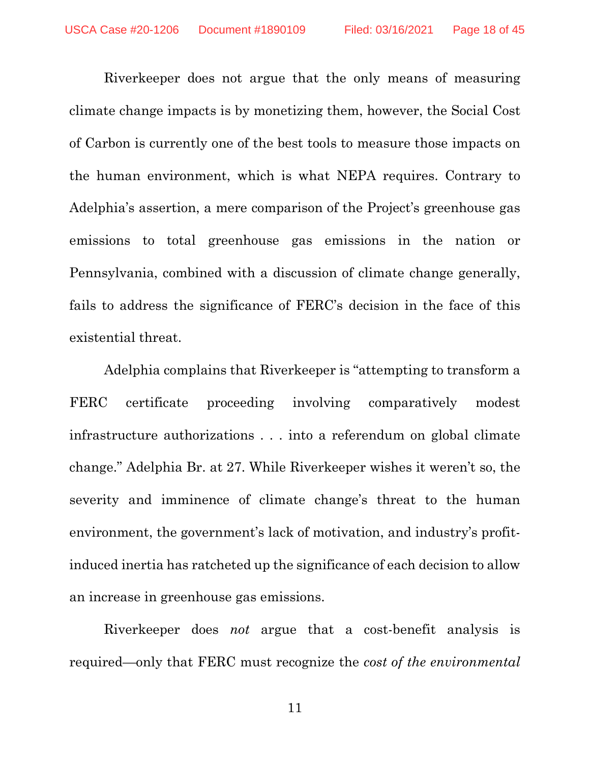Riverkeeper does not argue that the only means of measuring climate change impacts is by monetizing them, however, the Social Cost of Carbon is currently one of the best tools to measure those impacts on the human environment, which is what NEPA requires. Contrary to Adelphia's assertion, a mere comparison of the Project's greenhouse gas emissions to total greenhouse gas emissions in the nation or Pennsylvania, combined with a discussion of climate change generally, fails to address the significance of FERC's decision in the face of this existential threat.

Adelphia complains that Riverkeeper is "attempting to transform a FERC certificate proceeding involving comparatively modest infrastructure authorizations . . . into a referendum on global climate change." Adelphia Br. at 27. While Riverkeeper wishes it weren't so, the severity and imminence of climate change's threat to the human environment, the government's lack of motivation, and industry's profit-induced inertia has ratcheted up the significance of each decision to allow an increase in greenhouse gas emissions.

Riverkeeper does *not* argue that a cost-benefit analysis is required—only that FERC must recognize the *cost of the environmental*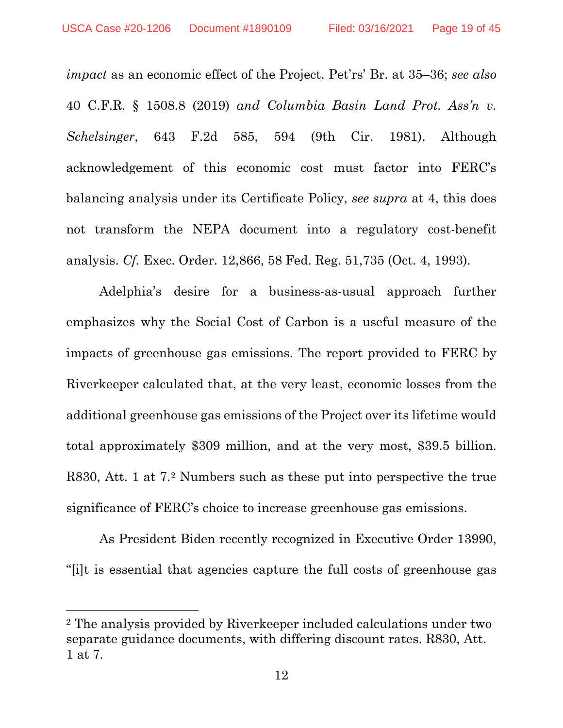*impact* as an economic effect of the Project. Pet'rs' Br. at 35–36; *see also* 40 C.F.R. § 1508.8 (2019) *and Columbia Basin Land Prot. Ass'n v. Schelsinger*, 643 F.2d 585, 594 (9th Cir. 1981). Although acknowledgement of this economic cost must factor into FERC's balancing analysis under its Certificate Policy, *see supra* at 4, this does not transform the NEPA document into a regulatory cost-benefit analysis. *Cf.* Exec. Order. 12,866, 58 Fed. Reg. 51,735 (Oct. 4, 1993).

Adelphia's desire for a business-as-usual approach further emphasizes why the Social Cost of Carbon is a useful measure of the impacts of greenhouse gas emissions. The report provided to FERC by Riverkeeper calculated that, at the very least, economic losses from the additional greenhouse gas emissions of the Project over its lifetime would total approximately $309 million, and at the very most, $39.5 billion. R830, Att. 1 at 7.[2] Numbers such as these put into perspective the true significance of FERC's choice to increase greenhouse gas emissions.

As President Biden recently recognized in Executive Order 13990, "[i]t is essential that agencies capture the full costs of greenhouse gas

[2] The analysis provided by Riverkeeper included calculations under two separate guidance documents, with differing discount rates. R830, Att. 1 at 7.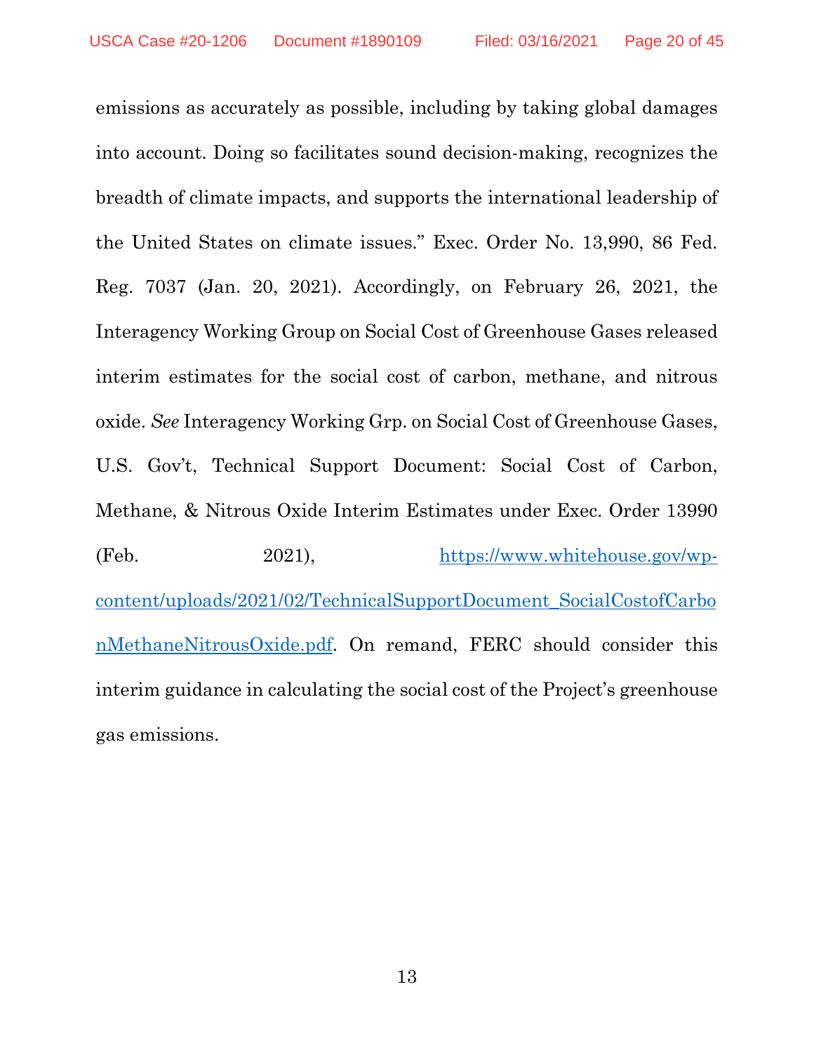emissions as accurately as possible, including by taking global damages into account. Doing so facilitates sound decision-making, recognizes the breadth of climate impacts, and supports the international leadership of the United States on climate issues." Exec. Order No. 13,990, 86 Fed. Reg. 7037 (Jan. 20, 2021). Accordingly, on February 26, 2021, the Interagency Working Group on Social Cost of Greenhouse Gases released interim estimates for the social cost of carbon, methane, and nitrous oxide. *See* Interagency Working Grp. on Social Cost of Greenhouse Gases, U.S. Gov't, Technical Support Document: Social Cost of Carbon, Methane, & Nitrous Oxide Interim Estimates under Exec. Order 13990 (Feb. 2021), [https://www.whitehouse.gov/wp-content/uploads/2021/02/TechnicalSupportDocument_SocialCostofCarbonMethaneNitrousOxide.pdf](https://www.whitehouse.gov/wp-content/uploads/2021/02/TechnicalSupportDocument_SocialCostofCarbonMethaneNitrousOxide.pdf). On remand, FERC should consider this interim guidance in calculating the social cost of the Project's greenhouse gas emissions.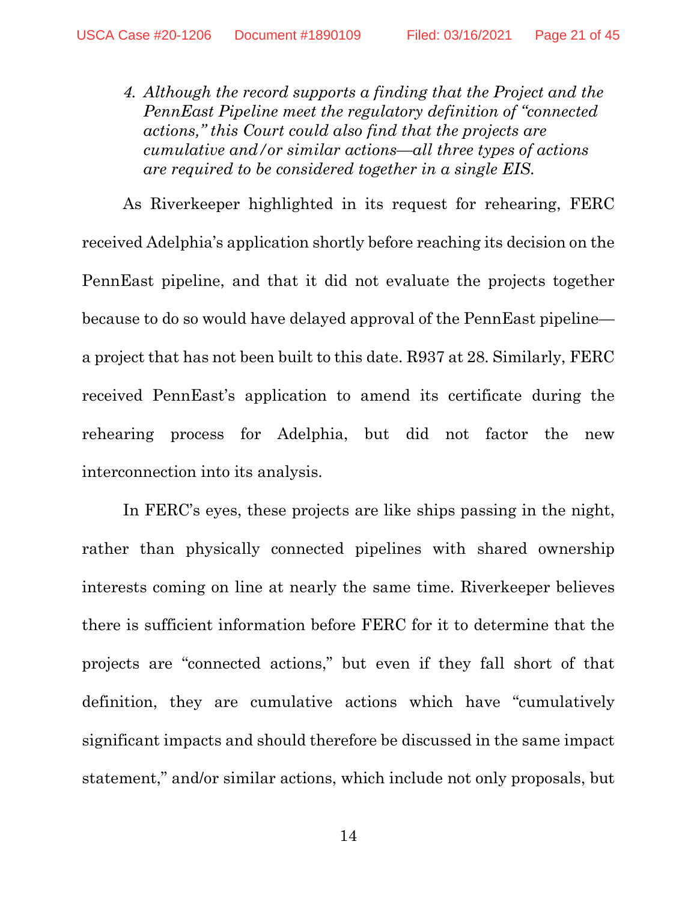*4. Although the record supports a finding that the Project and the PennEast Pipeline meet the regulatory definition of "connected actions," this Court could also find that the projects are cumulative and/or similar actions—all three types of actions are required to be considered together in a single EIS.*

As Riverkeeper highlighted in its request for rehearing, FERC received Adelphia's application shortly before reaching its decision on the PennEast pipeline, and that it did not evaluate the projects together because to do so would have delayed approval of the PennEast pipeline—a project that has not been built to this date. R937 at 28. Similarly, FERC received PennEast's application to amend its certificate during the rehearing process for Adelphia, but did not factor the new interconnection into its analysis.

In FERC's eyes, these projects are like ships passing in the night, rather than physically connected pipelines with shared ownership interests coming on line at nearly the same time. Riverkeeper believes there is sufficient information before FERC for it to determine that the projects are "connected actions," but even if they fall short of that definition, they are cumulative actions which have "cumulatively significant impacts and should therefore be discussed in the same impact statement," and/or similar actions, which include not only proposals, but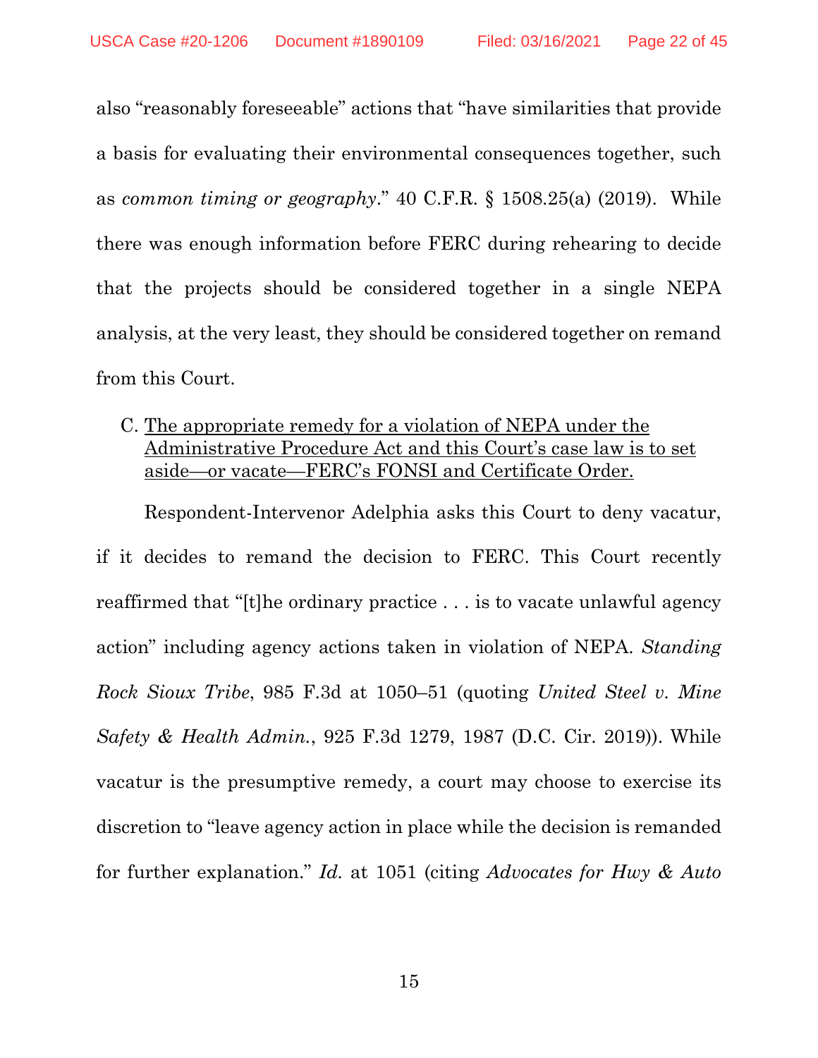also "reasonably foreseeable" actions that "have similarities that provide a basis for evaluating their environmental consequences together, such as *common timing or geography*." 40 C.F.R. § 1508.25(a) (2019). While there was enough information before FERC during rehearing to decide that the projects should be considered together in a single NEPA analysis, at the very least, they should be considered together on remand from this Court.

C. <u>The appropriate remedy for a violation of NEPA under the Administrative Procedure Act and this Court's case law is to set aside—or vacate—FERC's FONSI and Certificate Order.</u>

Respondent-Intervenor Adelphia asks this Court to deny vacatur, if it decides to remand the decision to FERC. This Court recently reaffirmed that "[t]he ordinary practice . . . is to vacate unlawful agency action" including agency actions taken in violation of NEPA. *Standing Rock Sioux Tribe*, 985 F.3d at 1050–51 (quoting *United Steel v. Mine Safety & Health Admin.*, 925 F.3d 1279, 1987 (D.C. Cir. 2019)). While vacatur is the presumptive remedy, a court may choose to exercise its discretion to "leave agency action in place while the decision is remanded for further explanation." *Id.* at 1051 (citing *Advocates for Hwy & Auto*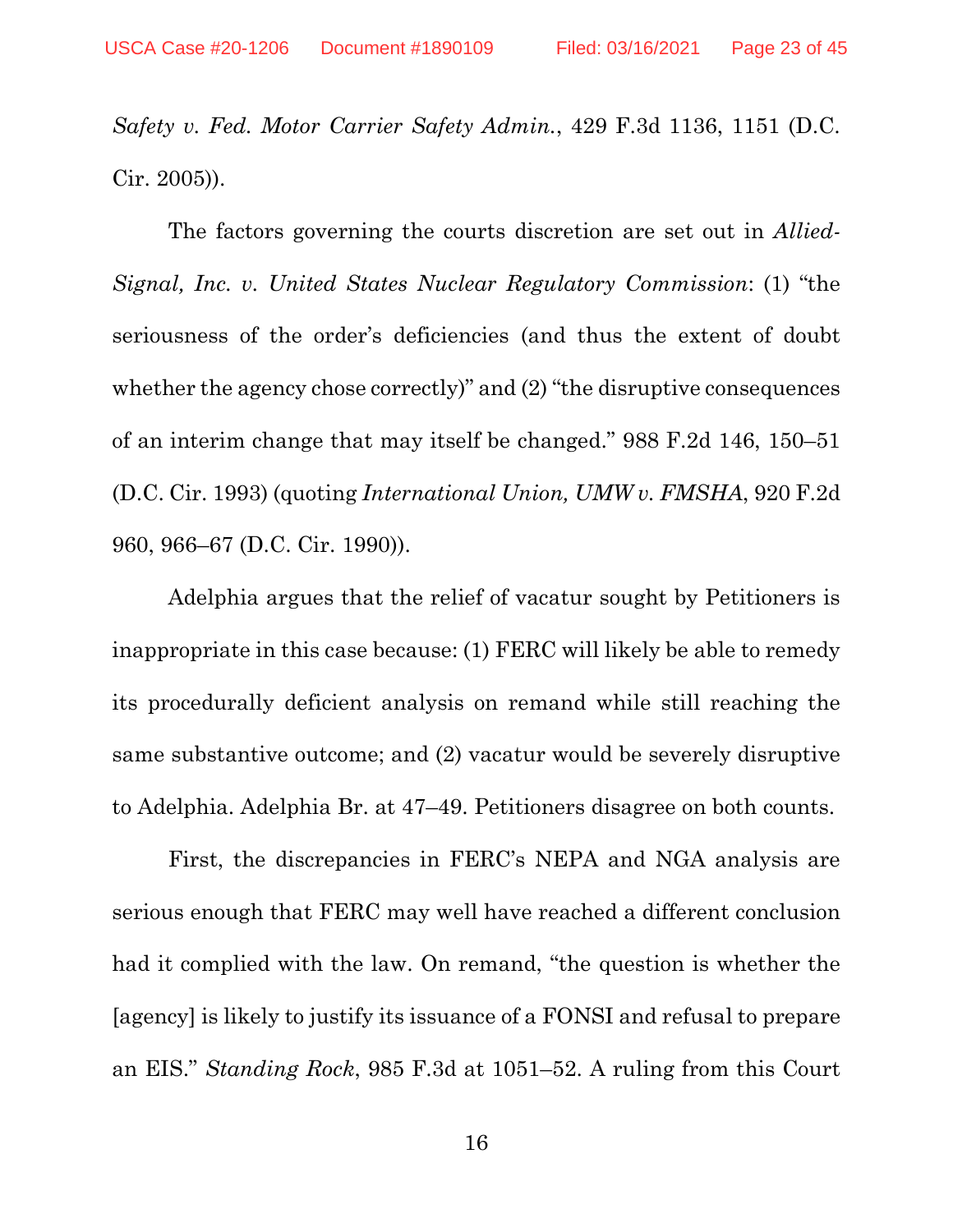*Safety v. Fed. Motor Carrier Safety Admin.*, 429 F.3d 1136, 1151 (D.C. Cir. 2005)).

The factors governing the courts discretion are set out in *Allied-Signal, Inc. v. United States Nuclear Regulatory Commission*: (1) "the seriousness of the order's deficiencies (and thus the extent of doubt whether the agency chose correctly)" and (2) "the disruptive consequences of an interim change that may itself be changed." 988 F.2d 146, 150–51 (D.C. Cir. 1993) (quoting *International Union, UMW v. FMSHA*, 920 F.2d 960, 966–67 (D.C. Cir. 1990)).

Adelphia argues that the relief of vacatur sought by Petitioners is inappropriate in this case because: (1) FERC will likely be able to remedy its procedurally deficient analysis on remand while still reaching the same substantive outcome; and (2) vacatur would be severely disruptive to Adelphia. Adelphia Br. at 47–49. Petitioners disagree on both counts.

First, the discrepancies in FERC's NEPA and NGA analysis are serious enough that FERC may well have reached a different conclusion had it complied with the law. On remand, "the question is whether the [agency] is likely to justify its issuance of a FONSI and refusal to prepare an EIS." *Standing Rock*, 985 F.3d at 1051–52. A ruling from this Court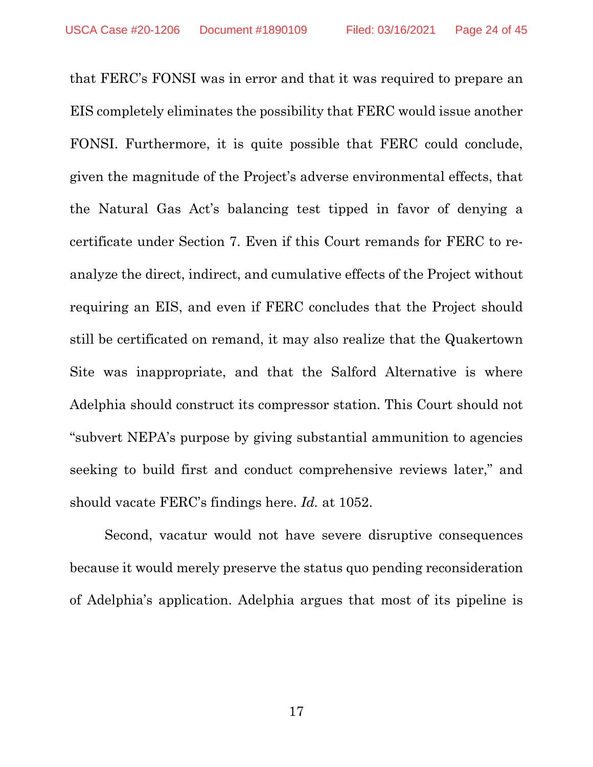that FERC's FONSI was in error and that it was required to prepare an EIS completely eliminates the possibility that FERC would issue another FONSI. Furthermore, it is quite possible that FERC could conclude, given the magnitude of the Project's adverse environmental effects, that the Natural Gas Act's balancing test tipped in favor of denying a certificate under Section 7. Even if this Court remands for FERC to re-analyze the direct, indirect, and cumulative effects of the Project without requiring an EIS, and even if FERC concludes that the Project should still be certificated on remand, it may also realize that the Quakertown Site was inappropriate, and that the Salford Alternative is where Adelphia should construct its compressor station. This Court should not "subvert NEPA's purpose by giving substantial ammunition to agencies seeking to build first and conduct comprehensive reviews later," and should vacate FERC's findings here. *Id.* at 1052.

Second, vacatur would not have severe disruptive consequences because it would merely preserve the status quo pending reconsideration of Adelphia's application. Adelphia argues that most of its pipeline is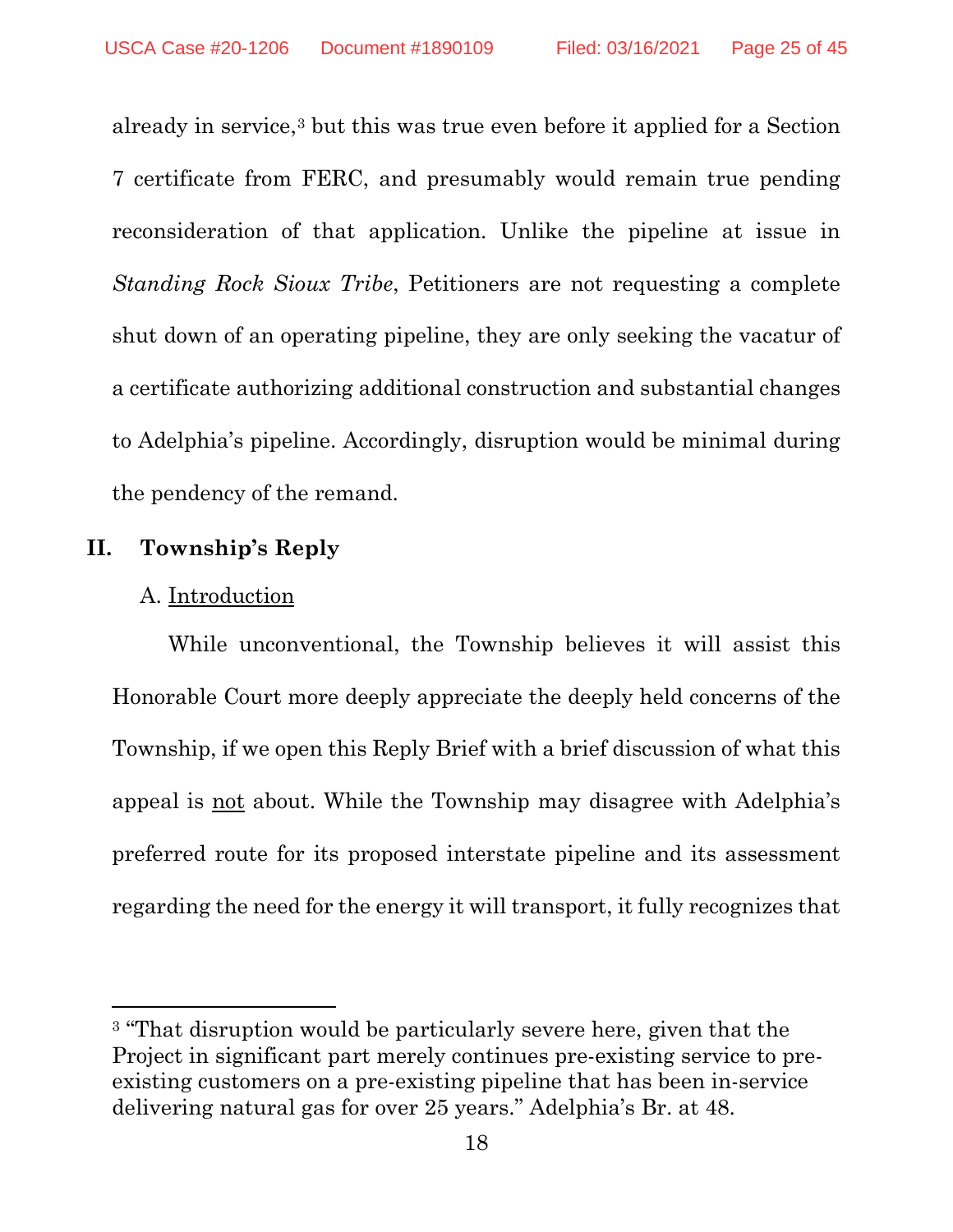already in service,[3] but this was true even before it applied for a Section 7 certificate from FERC, and presumably would remain true pending reconsideration of that application. Unlike the pipeline at issue in *Standing Rock Sioux Tribe*, Petitioners are not requesting a complete shut down of an operating pipeline, they are only seeking the vacatur of a certificate authorizing additional construction and substantial changes to Adelphia's pipeline. Accordingly, disruption would be minimal during the pendency of the remand.

## II. Township's Reply

### A. Introduction

While unconventional, the Township believes it will assist this Honorable Court more deeply appreciate the deeply held concerns of the Township, if we open this Reply Brief with a brief discussion of what this appeal is not about. While the Township may disagree with Adelphia's preferred route for its proposed interstate pipeline and its assessment regarding the need for the energy it will transport, it fully recognizes that

[3] "That disruption would be particularly severe here, given that the Project in significant part merely continues pre-existing service to pre-existing customers on a pre-existing pipeline that has been in-service delivering natural gas for over 25 years." Adelphia's Br. at 48.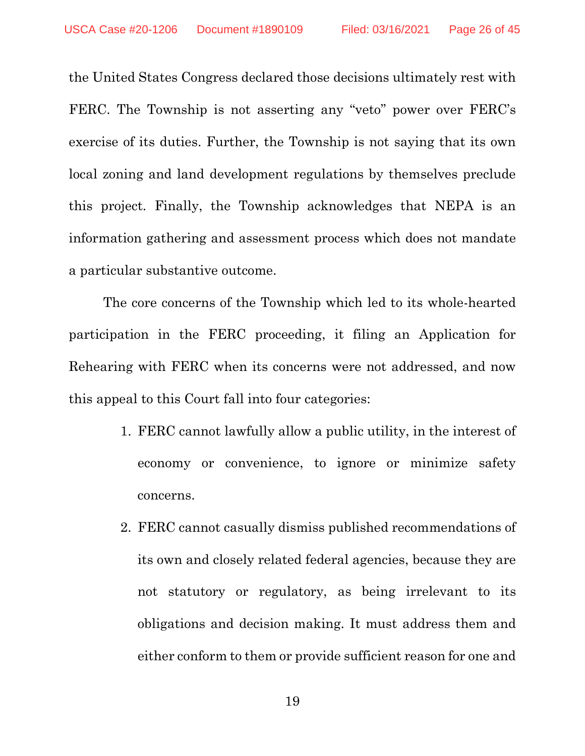the United States Congress declared those decisions ultimately rest with FERC. The Township is not asserting any “veto” power over FERC’s exercise of its duties. Further, the Township is not saying that its own local zoning and land development regulations by themselves preclude this project. Finally, the Township acknowledges that NEPA is an information gathering and assessment process which does not mandate a particular substantive outcome.

The core concerns of the Township which led to its whole-hearted participation in the FERC proceeding, it filing an Application for Rehearing with FERC when its concerns were not addressed, and now this appeal to this Court fall into four categories:

1. FERC cannot lawfully allow a public utility, in the interest of economy or convenience, to ignore or minimize safety concerns.

2. FERC cannot casually dismiss published recommendations of its own and closely related federal agencies, because they are not statutory or regulatory, as being irrelevant to its obligations and decision making. It must address them and either conform to them or provide sufficient reason for one and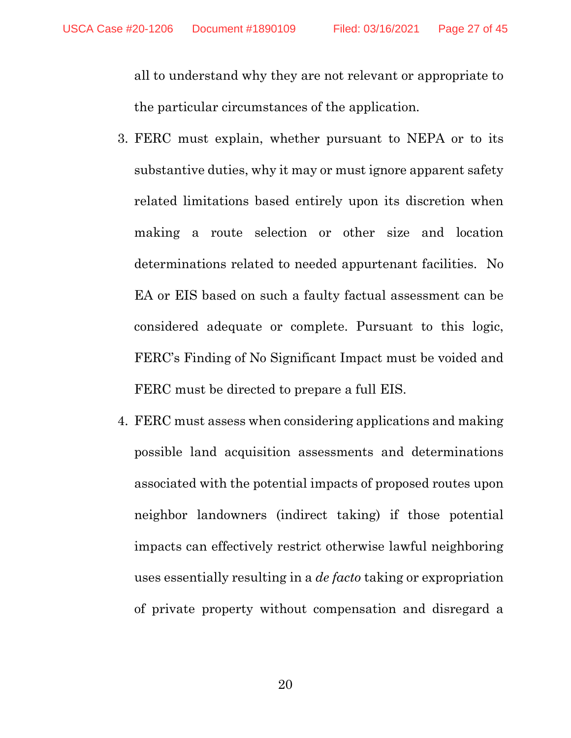all to understand why they are not relevant or appropriate to the particular circumstances of the application.

3. FERC must explain, whether pursuant to NEPA or to its substantive duties, why it may or must ignore apparent safety related limitations based entirely upon its discretion when making a route selection or other size and location determinations related to needed appurtenant facilities. No EA or EIS based on such a faulty factual assessment can be considered adequate or complete. Pursuant to this logic, FERC's Finding of No Significant Impact must be voided and FERC must be directed to prepare a full EIS.

4. FERC must assess when considering applications and making possible land acquisition assessments and determinations associated with the potential impacts of proposed routes upon neighbor landowners (indirect taking) if those potential impacts can effectively restrict otherwise lawful neighboring uses essentially resulting in a *de facto* taking or expropriation of private property without compensation and disregard a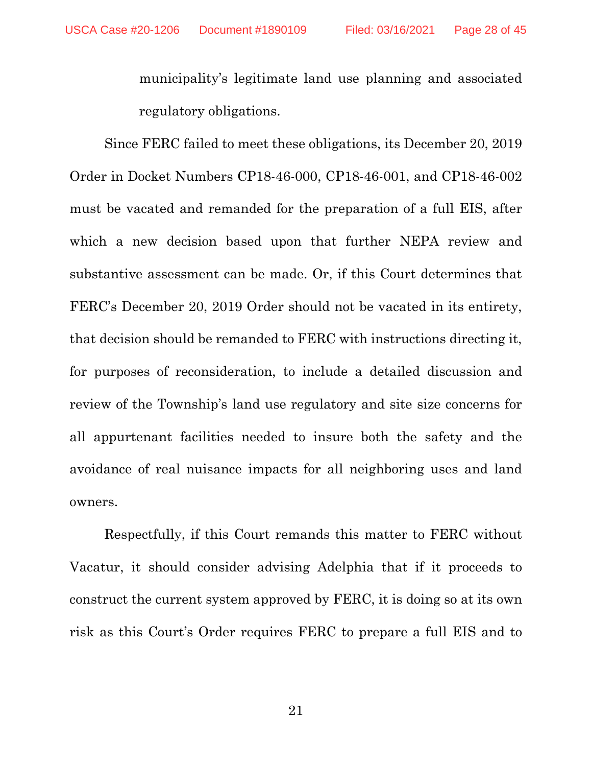municipality's legitimate land use planning and associated regulatory obligations.

Since FERC failed to meet these obligations, its December 20, 2019 Order in Docket Numbers CP18-46-000, CP18-46-001, and CP18-46-002 must be vacated and remanded for the preparation of a full EIS, after which a new decision based upon that further NEPA review and substantive assessment can be made. Or, if this Court determines that FERC's December 20, 2019 Order should not be vacated in its entirety, that decision should be remanded to FERC with instructions directing it, for purposes of reconsideration, to include a detailed discussion and review of the Township's land use regulatory and site size concerns for all appurtenant facilities needed to insure both the safety and the avoidance of real nuisance impacts for all neighboring uses and land owners.

Respectfully, if this Court remands this matter to FERC without Vacatur, it should consider advising Adelphia that if it proceeds to construct the current system approved by FERC, it is doing so at its own risk as this Court's Order requires FERC to prepare a full EIS and to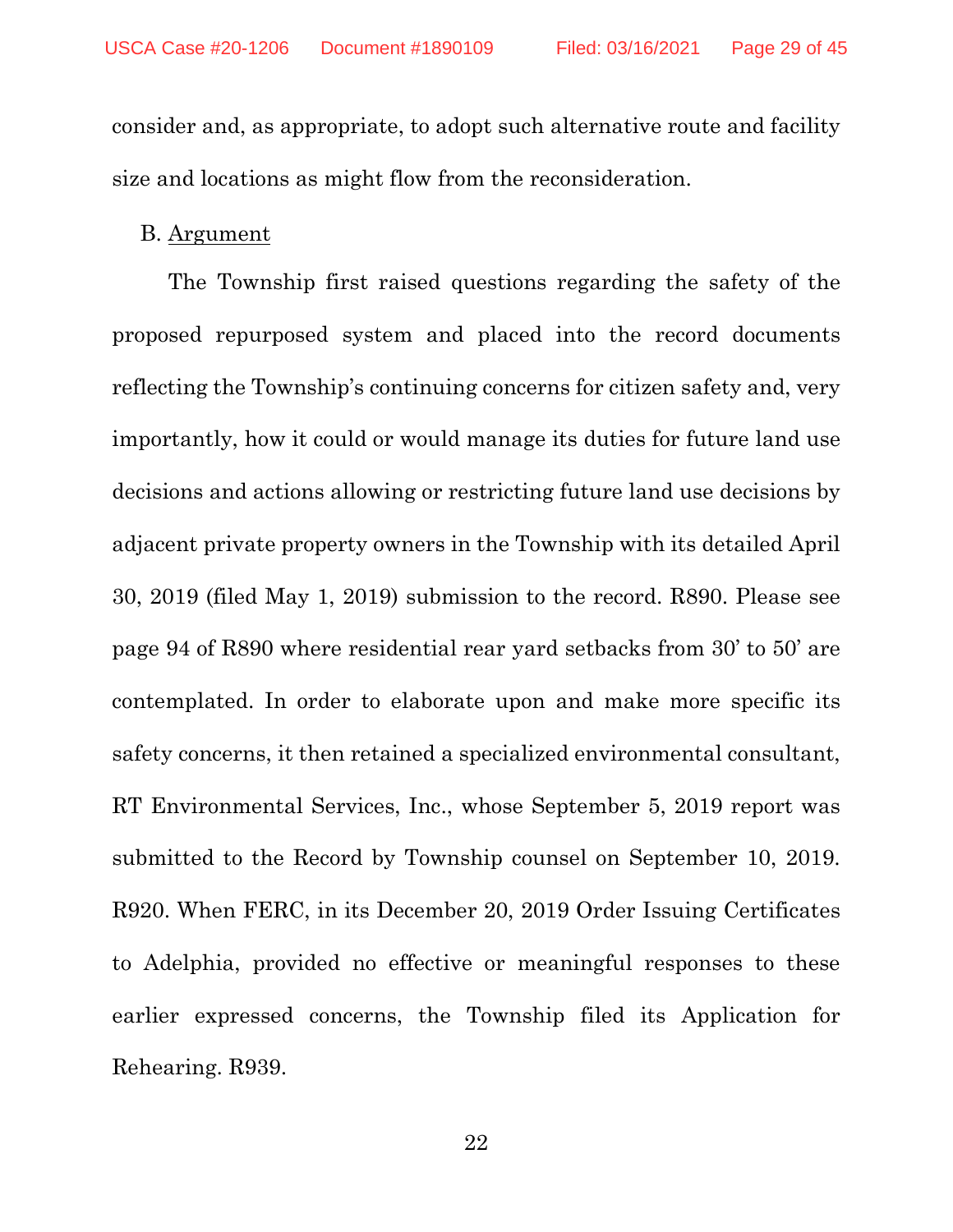consider and, as appropriate, to adopt such alternative route and facility size and locations as might flow from the reconsideration.

B. Argument

The Township first raised questions regarding the safety of the proposed repurposed system and placed into the record documents reflecting the Township's continuing concerns for citizen safety and, very importantly, how it could or would manage its duties for future land use decisions and actions allowing or restricting future land use decisions by adjacent private property owners in the Township with its detailed April 30, 2019 (filed May 1, 2019) submission to the record. R890. Please see page 94 of R890 where residential rear yard setbacks from 30' to 50' are contemplated. In order to elaborate upon and make more specific its safety concerns, it then retained a specialized environmental consultant, RT Environmental Services, Inc., whose September 5, 2019 report was submitted to the Record by Township counsel on September 10, 2019. R920. When FERC, in its December 20, 2019 Order Issuing Certificates to Adelphia, provided no effective or meaningful responses to these earlier expressed concerns, the Township filed its Application for Rehearing. R939.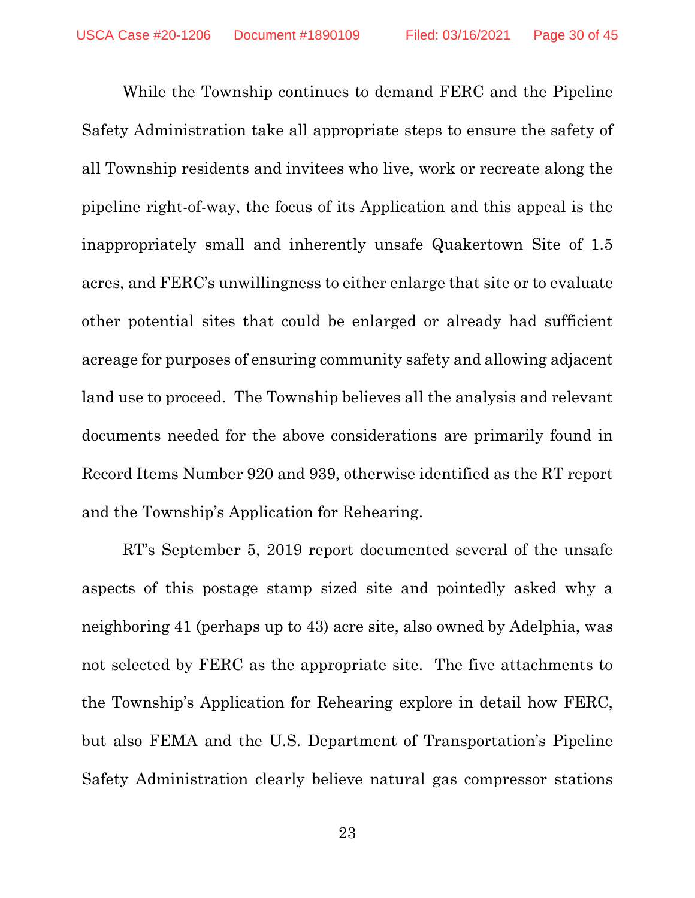While the Township continues to demand FERC and the Pipeline Safety Administration take all appropriate steps to ensure the safety of all Township residents and invitees who live, work or recreate along the pipeline right-of-way, the focus of its Application and this appeal is the inappropriately small and inherently unsafe Quakertown Site of 1.5 acres, and FERC's unwillingness to either enlarge that site or to evaluate other potential sites that could be enlarged or already had sufficient acreage for purposes of ensuring community safety and allowing adjacent land use to proceed. The Township believes all the analysis and relevant documents needed for the above considerations are primarily found in Record Items Number 920 and 939, otherwise identified as the RT report and the Township's Application for Rehearing.

RT's September 5, 2019 report documented several of the unsafe aspects of this postage stamp sized site and pointedly asked why a neighboring 41 (perhaps up to 43) acre site, also owned by Adelphia, was not selected by FERC as the appropriate site. The five attachments to the Township's Application for Rehearing explore in detail how FERC, but also FEMA and the U.S. Department of Transportation's Pipeline Safety Administration clearly believe natural gas compressor stations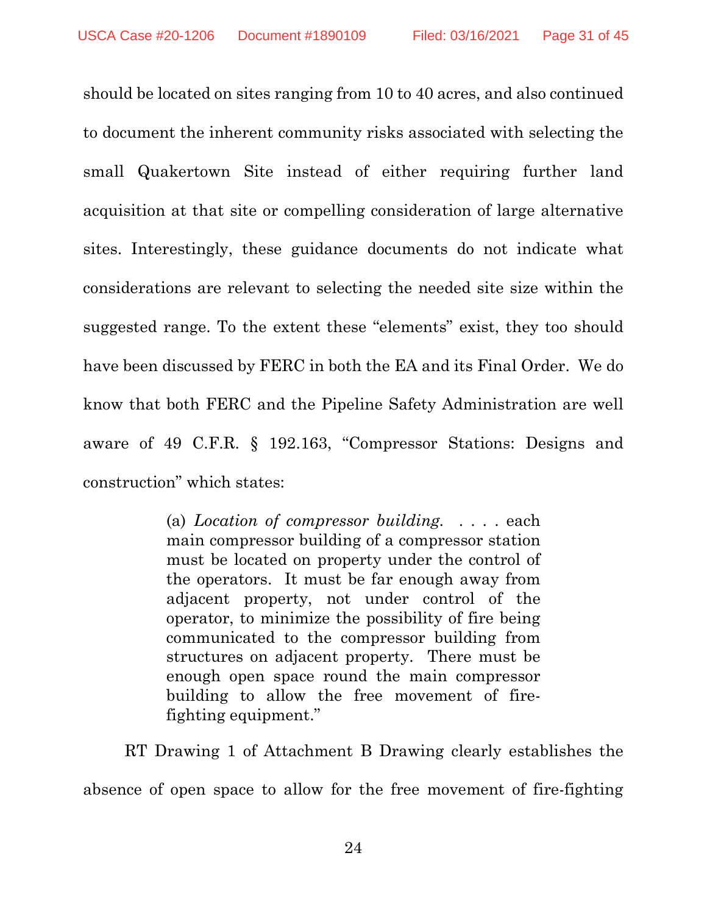should be located on sites ranging from 10 to 40 acres, and also continued to document the inherent community risks associated with selecting the small Quakertown Site instead of either requiring further land acquisition at that site or compelling consideration of large alternative sites. Interestingly, these guidance documents do not indicate what considerations are relevant to selecting the needed site size within the suggested range. To the extent these "elements" exist, they too should have been discussed by FERC in both the EA and its Final Order. We do know that both FERC and the Pipeline Safety Administration are well aware of 49 C.F.R. § 192.163, "Compressor Stations: Designs and construction" which states:

> (a) *Location of compressor building.* . . . . each main compressor building of a compressor station must be located on property under the control of the operators. It must be far enough away from adjacent property, not under control of the operator, to minimize the possibility of fire being communicated to the compressor building from structures on adjacent property. There must be enough open space round the main compressor building to allow the free movement of fire-fighting equipment."

RT Drawing 1 of Attachment B Drawing clearly establishes the absence of open space to allow for the free movement of fire-fighting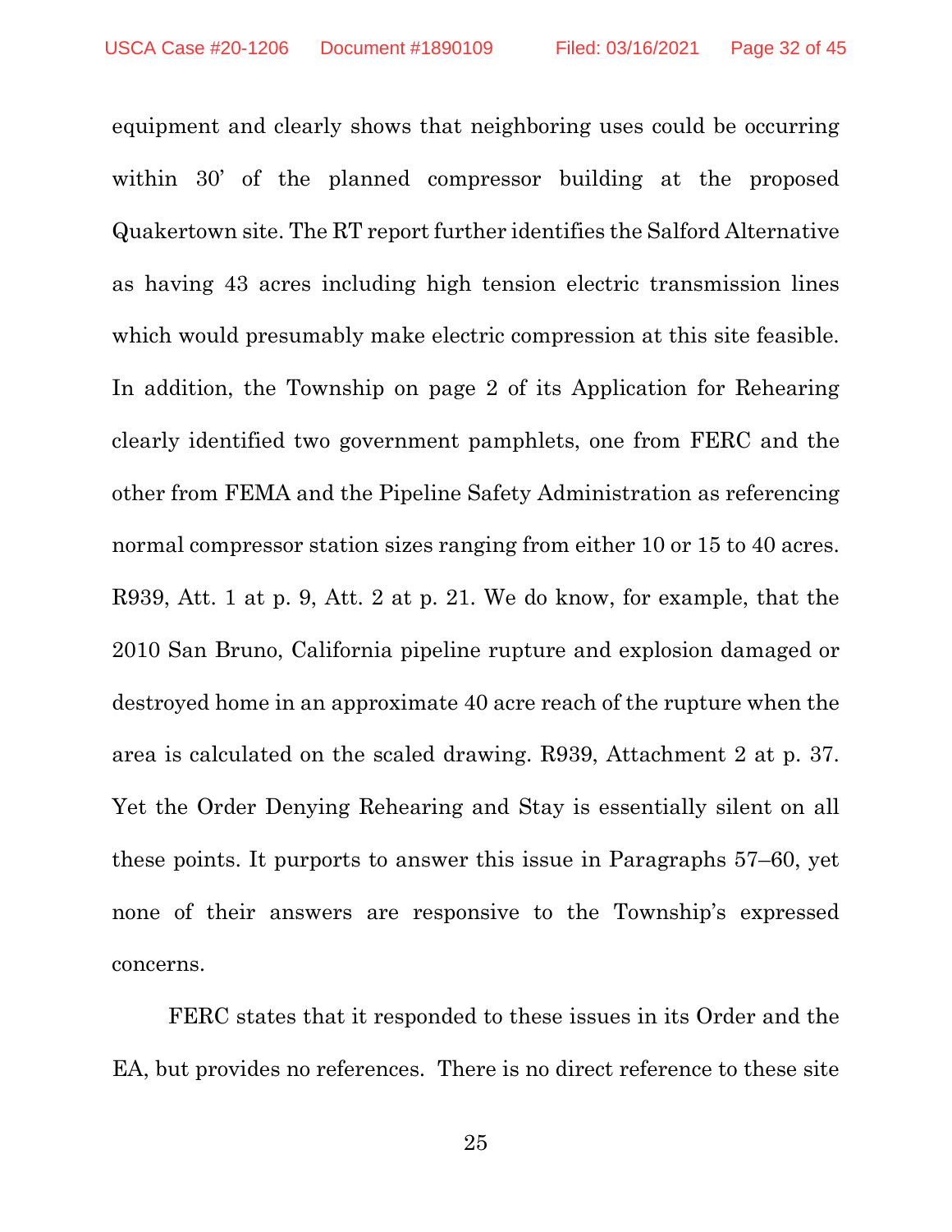equipment and clearly shows that neighboring uses could be occurring within 30' of the planned compressor building at the proposed Quakertown site. The RT report further identifies the Salford Alternative as having 43 acres including high tension electric transmission lines which would presumably make electric compression at this site feasible. In addition, the Township on page 2 of its Application for Rehearing clearly identified two government pamphlets, one from FERC and the other from FEMA and the Pipeline Safety Administration as referencing normal compressor station sizes ranging from either 10 or 15 to 40 acres. R939, Att. 1 at p. 9, Att. 2 at p. 21. We do know, for example, that the 2010 San Bruno, California pipeline rupture and explosion damaged or destroyed home in an approximate 40 acre reach of the rupture when the area is calculated on the scaled drawing. R939, Attachment 2 at p. 37. Yet the Order Denying Rehearing and Stay is essentially silent on all these points. It purports to answer this issue in Paragraphs 57–60, yet none of their answers are responsive to the Township's expressed concerns.

FERC states that it responded to these issues in its Order and the EA, but provides no references. There is no direct reference to these site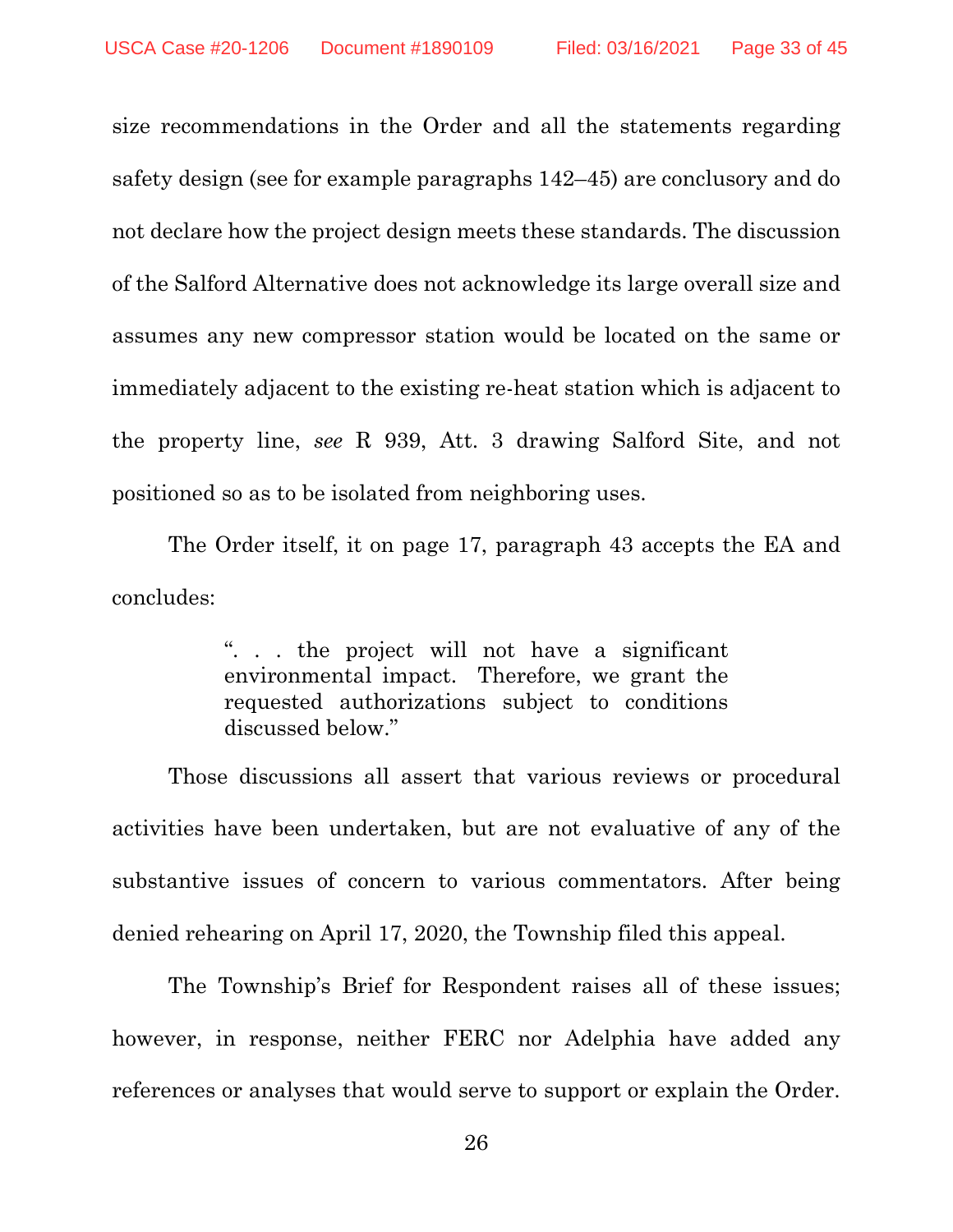size recommendations in the Order and all the statements regarding safety design (see for example paragraphs 142–45) are conclusory and do not declare how the project design meets these standards. The discussion of the Salford Alternative does not acknowledge its large overall size and assumes any new compressor station would be located on the same or immediately adjacent to the existing re-heat station which is adjacent to the property line, *see* R 939, Att. 3 drawing Salford Site, and not positioned so as to be isolated from neighboring uses.

The Order itself, it on page 17, paragraph 43 accepts the EA and concludes:

> ". . . the project will not have a significant environmental impact. Therefore, we grant the requested authorizations subject to conditions discussed below."

Those discussions all assert that various reviews or procedural activities have been undertaken, but are not evaluative of any of the substantive issues of concern to various commentators. After being denied rehearing on April 17, 2020, the Township filed this appeal.

The Township's Brief for Respondent raises all of these issues; however, in response, neither FERC nor Adelphia have added any references or analyses that would serve to support or explain the Order.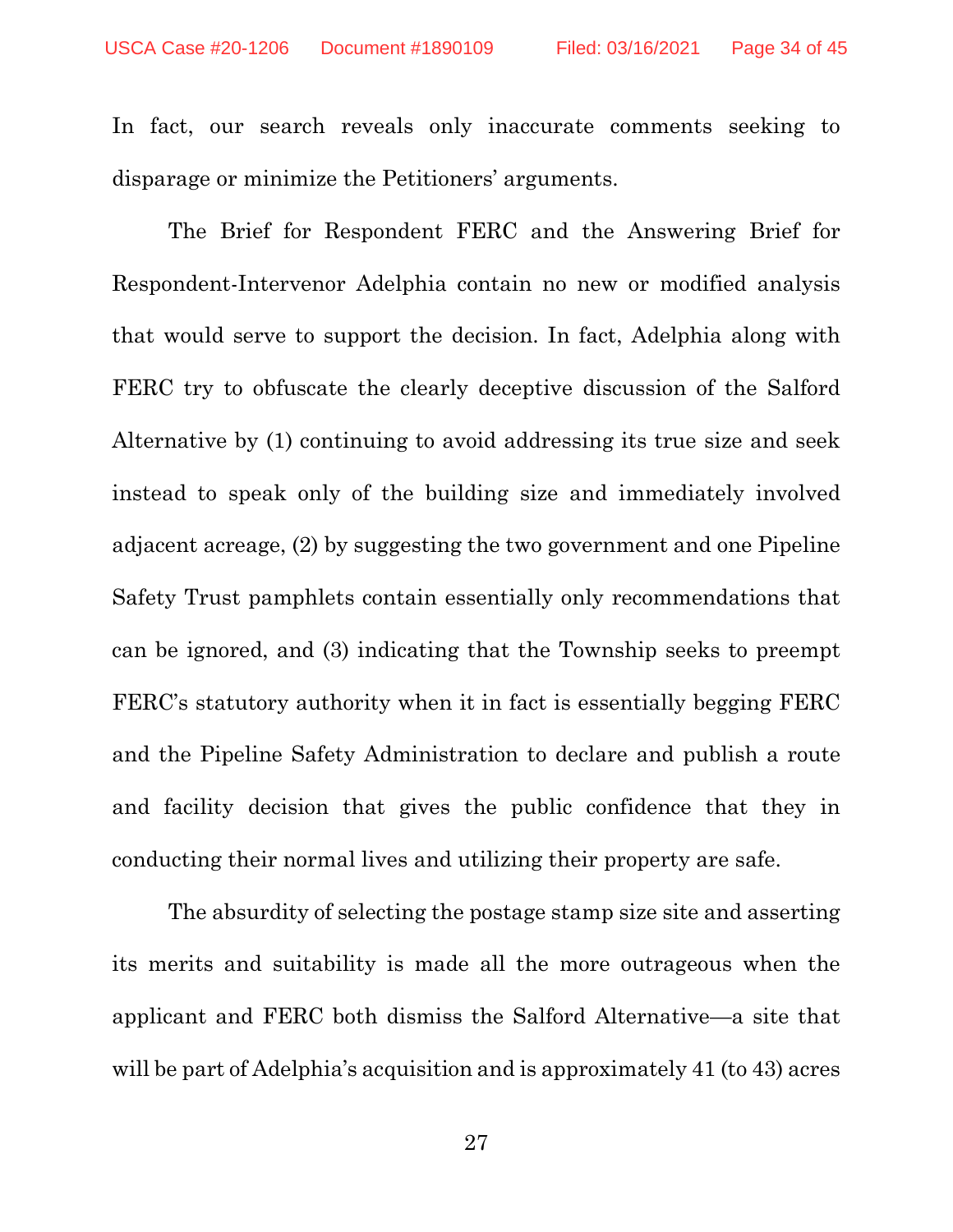In fact, our search reveals only inaccurate comments seeking to disparage or minimize the Petitioners' arguments.

The Brief for Respondent FERC and the Answering Brief for Respondent-Intervenor Adelphia contain no new or modified analysis that would serve to support the decision. In fact, Adelphia along with FERC try to obfuscate the clearly deceptive discussion of the Salford Alternative by (1) continuing to avoid addressing its true size and seek instead to speak only of the building size and immediately involved adjacent acreage, (2) by suggesting the two government and one Pipeline Safety Trust pamphlets contain essentially only recommendations that can be ignored, and (3) indicating that the Township seeks to preempt FERC's statutory authority when it in fact is essentially begging FERC and the Pipeline Safety Administration to declare and publish a route and facility decision that gives the public confidence that they in conducting their normal lives and utilizing their property are safe.

The absurdity of selecting the postage stamp size site and asserting its merits and suitability is made all the more outrageous when the applicant and FERC both dismiss the Salford Alternative—a site that will be part of Adelphia's acquisition and is approximately 41 (to 43) acres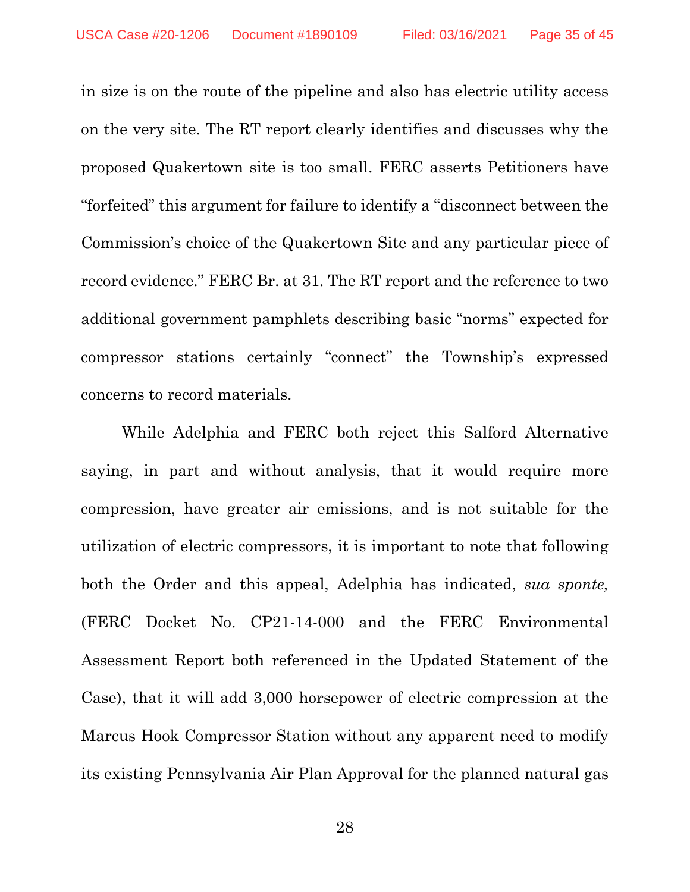in size is on the route of the pipeline and also has electric utility access on the very site. The RT report clearly identifies and discusses why the proposed Quakertown site is too small. FERC asserts Petitioners have "forfeited" this argument for failure to identify a "disconnect between the Commission's choice of the Quakertown Site and any particular piece of record evidence." FERC Br. at 31. The RT report and the reference to two additional government pamphlets describing basic "norms" expected for compressor stations certainly "connect" the Township's expressed concerns to record materials.

While Adelphia and FERC both reject this Salford Alternative saying, in part and without analysis, that it would require more compression, have greater air emissions, and is not suitable for the utilization of electric compressors, it is important to note that following both the Order and this appeal, Adelphia has indicated, *sua sponte,* (FERC Docket No. CP21-14-000 and the FERC Environmental Assessment Report both referenced in the Updated Statement of the Case), that it will add 3,000 horsepower of electric compression at the Marcus Hook Compressor Station without any apparent need to modify its existing Pennsylvania Air Plan Approval for the planned natural gas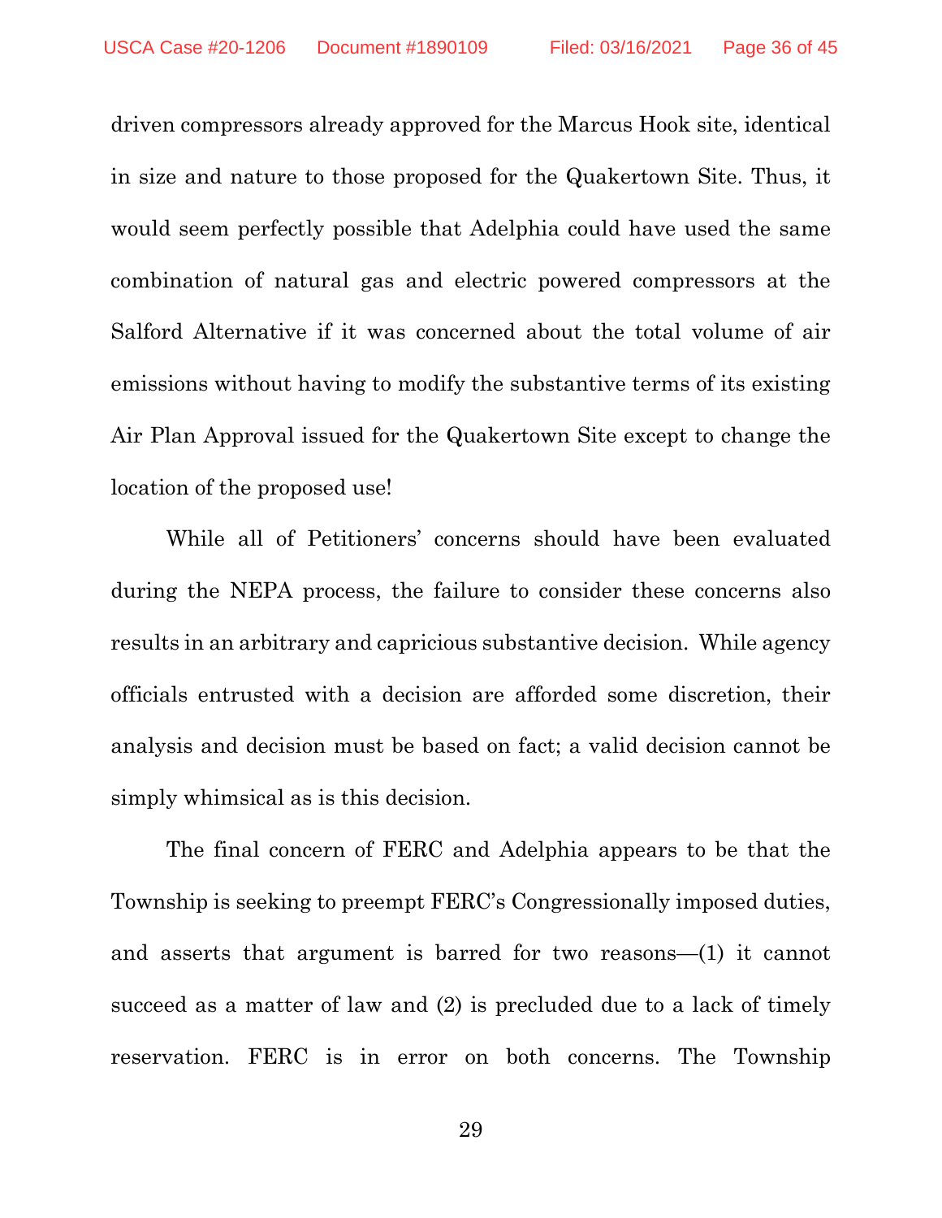driven compressors already approved for the Marcus Hook site, identical in size and nature to those proposed for the Quakertown Site. Thus, it would seem perfectly possible that Adelphia could have used the same combination of natural gas and electric powered compressors at the Salford Alternative if it was concerned about the total volume of air emissions without having to modify the substantive terms of its existing Air Plan Approval issued for the Quakertown Site except to change the location of the proposed use!

While all of Petitioners' concerns should have been evaluated during the NEPA process, the failure to consider these concerns also results in an arbitrary and capricious substantive decision. While agency officials entrusted with a decision are afforded some discretion, their analysis and decision must be based on fact; a valid decision cannot be simply whimsical as is this decision.

The final concern of FERC and Adelphia appears to be that the Township is seeking to preempt FERC's Congressionally imposed duties, and asserts that argument is barred for two reasons—(1) it cannot succeed as a matter of law and (2) is precluded due to a lack of timely reservation. FERC is in error on both concerns. The Township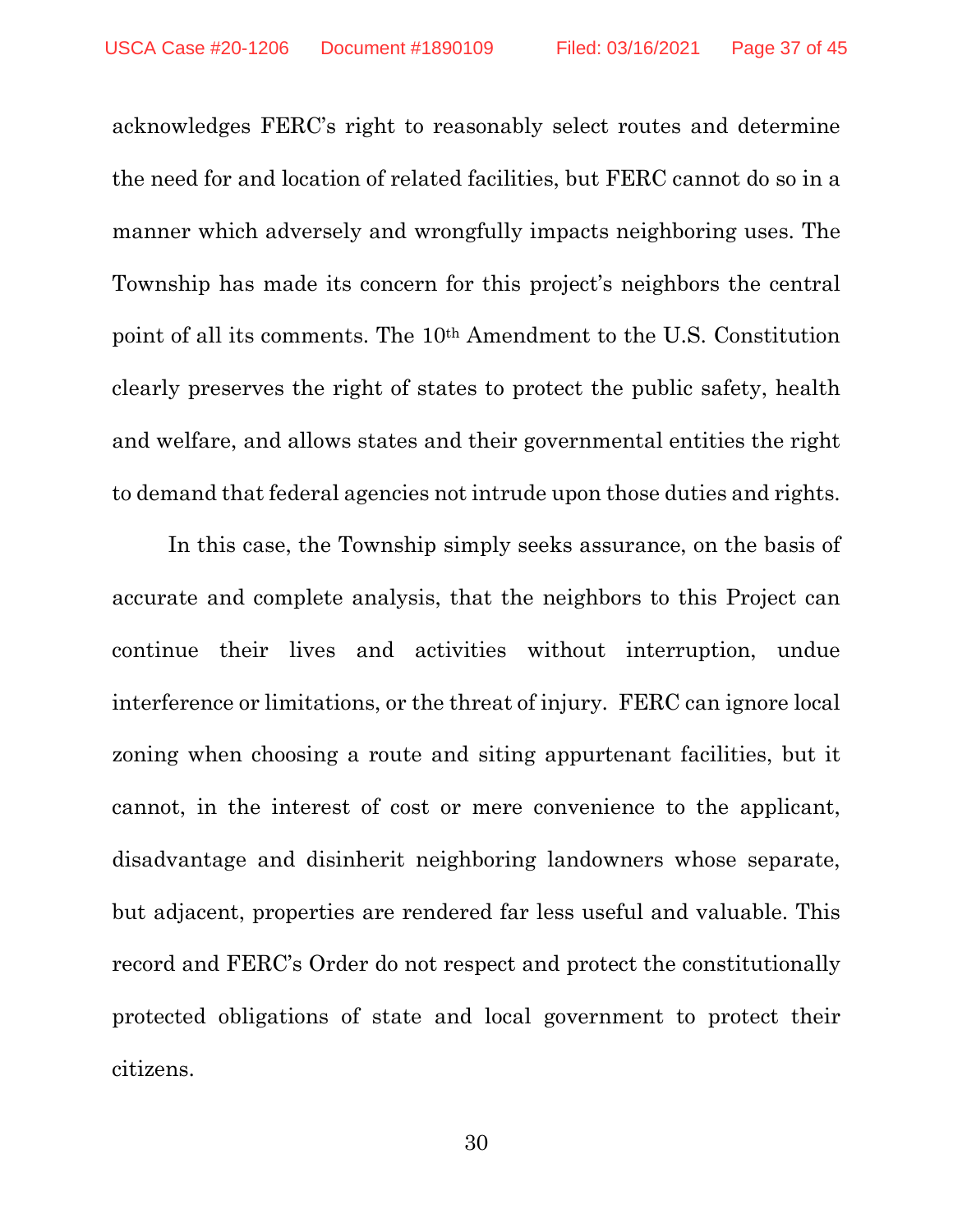acknowledges FERC's right to reasonably select routes and determine the need for and location of related facilities, but FERC cannot do so in a manner which adversely and wrongfully impacts neighboring uses. The Township has made its concern for this project's neighbors the central point of all its comments. The 10th Amendment to the U.S. Constitution clearly preserves the right of states to protect the public safety, health and welfare, and allows states and their governmental entities the right to demand that federal agencies not intrude upon those duties and rights.

In this case, the Township simply seeks assurance, on the basis of accurate and complete analysis, that the neighbors to this Project can continue their lives and activities without interruption, undue interference or limitations, or the threat of injury. FERC can ignore local zoning when choosing a route and siting appurtenant facilities, but it cannot, in the interest of cost or mere convenience to the applicant, disadvantage and disinherit neighboring landowners whose separate, but adjacent, properties are rendered far less useful and valuable. This record and FERC's Order do not respect and protect the constitutionally protected obligations of state and local government to protect their citizens.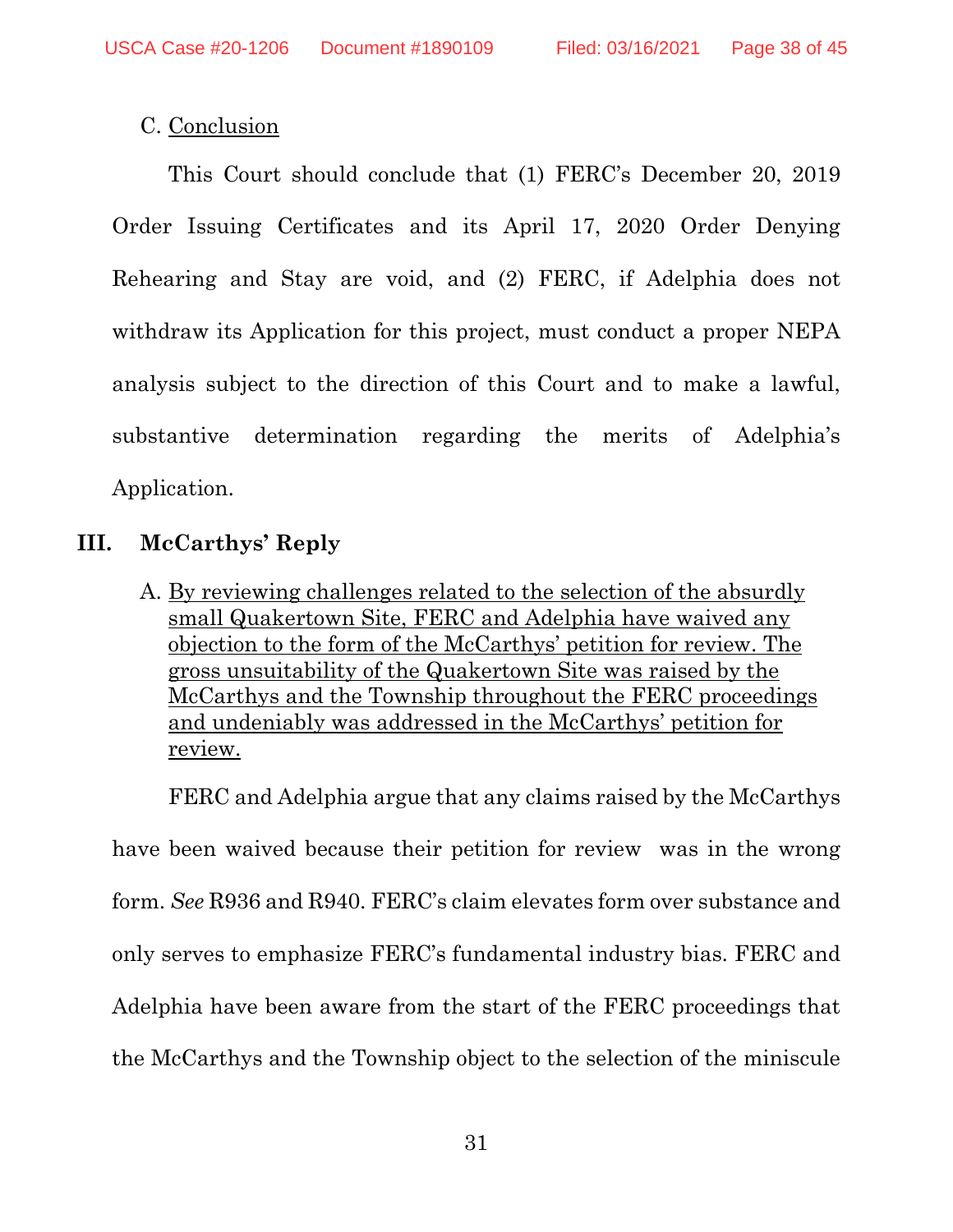C. <u>Conclusion</u>

This Court should conclude that (1) FERC's December 20, 2019 Order Issuing Certificates and its April 17, 2020 Order Denying Rehearing and Stay are void, and (2) FERC, if Adelphia does not withdraw its Application for this project, must conduct a proper NEPA analysis subject to the direction of this Court and to make a lawful, substantive determination regarding the merits of Adelphia's Application.

## III. McCarthys' Reply

A. <u>By reviewing challenges related to the selection of the absurdly small Quakertown Site, FERC and Adelphia have waived any objection to the form of the McCarthys' petition for review. The gross unsuitability of the Quakertown Site was raised by the McCarthys and the Township throughout the FERC proceedings and undeniably was addressed in the McCarthys' petition for review.</u>

FERC and Adelphia argue that any claims raised by the McCarthys have been waived because their petition for review was in the wrong form. *See* R936 and R940. FERC's claim elevates form over substance and only serves to emphasize FERC's fundamental industry bias. FERC and Adelphia have been aware from the start of the FERC proceedings that the McCarthys and the Township object to the selection of the miniscule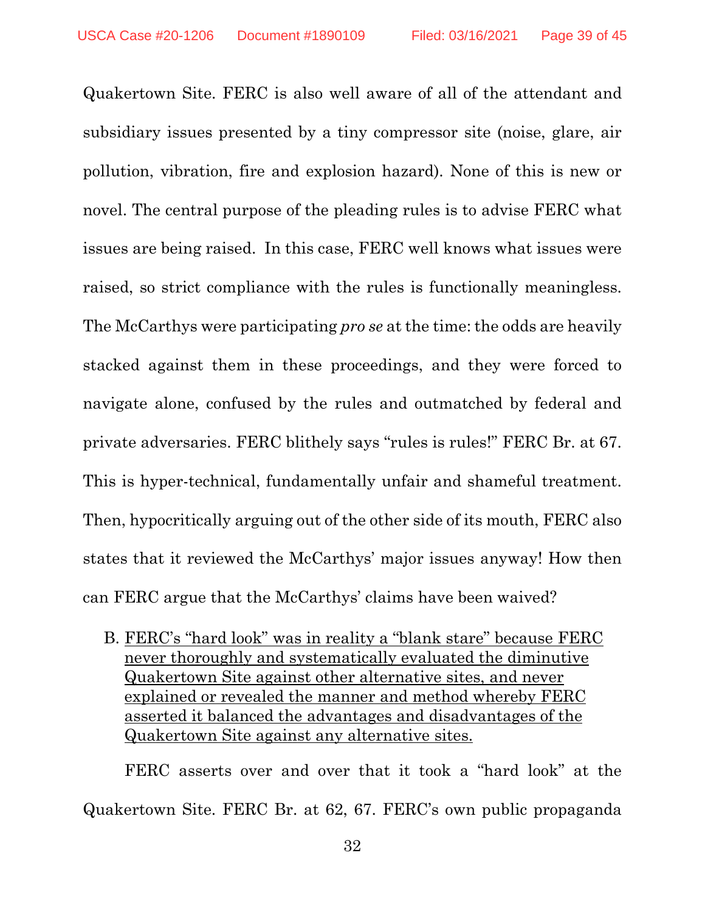Quakertown Site. FERC is also well aware of all of the attendant and subsidiary issues presented by a tiny compressor site (noise, glare, air pollution, vibration, fire and explosion hazard). None of this is new or novel. The central purpose of the pleading rules is to advise FERC what issues are being raised. In this case, FERC well knows what issues were raised, so strict compliance with the rules is functionally meaningless. The McCarthys were participating *pro se* at the time: the odds are heavily stacked against them in these proceedings, and they were forced to navigate alone, confused by the rules and outmatched by federal and private adversaries. FERC blithely says "rules is rules!" FERC Br. at 67. This is hyper-technical, fundamentally unfair and shameful treatment. Then, hypocritically arguing out of the other side of its mouth, FERC also states that it reviewed the McCarthys' major issues anyway! How then can FERC argue that the McCarthys' claims have been waived?

B. <u>FERC's "hard look" was in reality a "blank stare" because FERC never thoroughly and systematically evaluated the diminutive Quakertown Site against other alternative sites, and never explained or revealed the manner and method whereby FERC asserted it balanced the advantages and disadvantages of the Quakertown Site against any alternative sites.</u>

FERC asserts over and over that it took a "hard look" at the Quakertown Site. FERC Br. at 62, 67. FERC's own public propaganda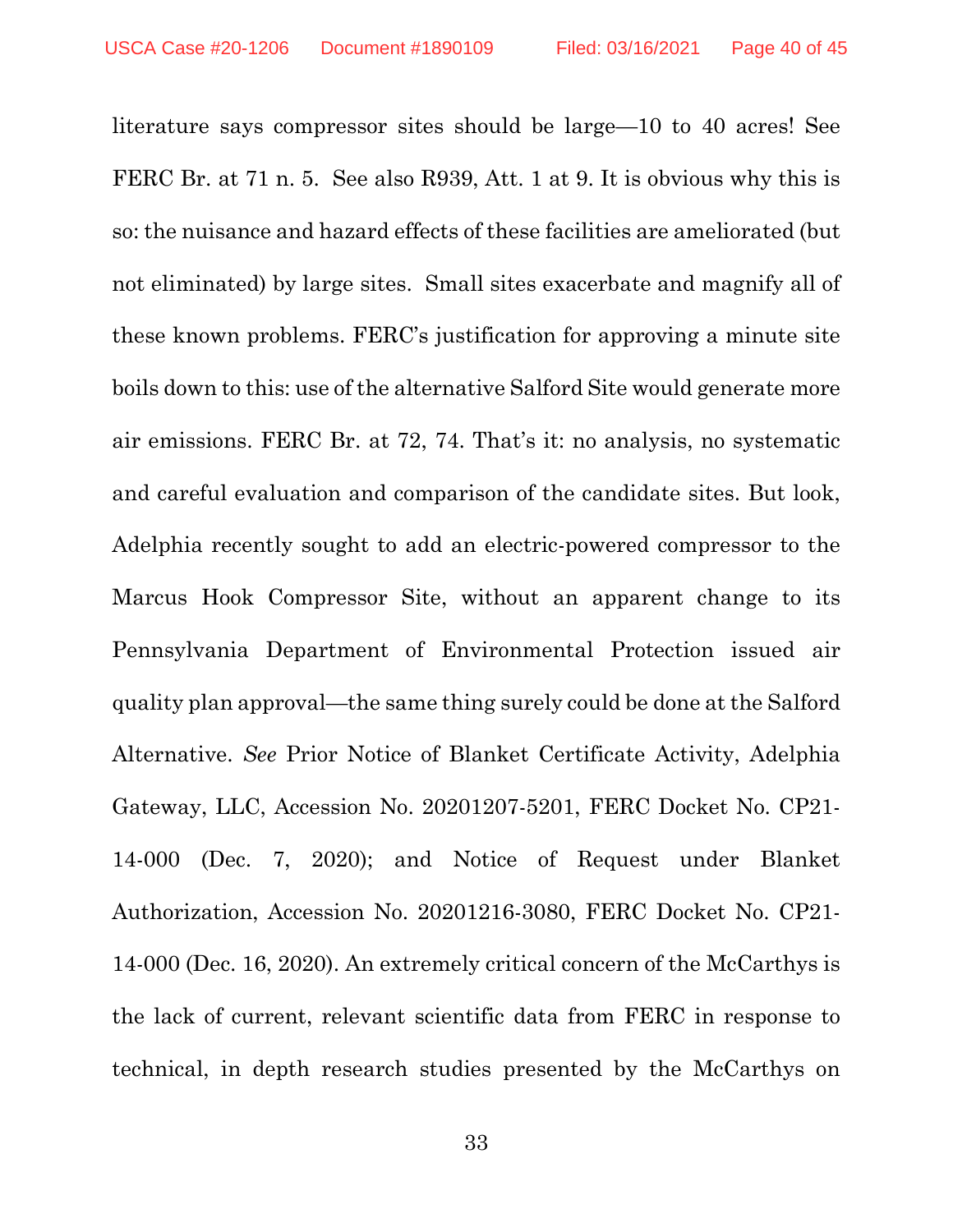literature says compressor sites should be large—10 to 40 acres! See FERC Br. at 71 n. 5. See also R939, Att. 1 at 9. It is obvious why this is so: the nuisance and hazard effects of these facilities are ameliorated (but not eliminated) by large sites. Small sites exacerbate and magnify all of these known problems. FERC's justification for approving a minute site boils down to this: use of the alternative Salford Site would generate more air emissions. FERC Br. at 72, 74. That's it: no analysis, no systematic and careful evaluation and comparison of the candidate sites. But look, Adelphia recently sought to add an electric-powered compressor to the Marcus Hook Compressor Site, without an apparent change to its Pennsylvania Department of Environmental Protection issued air quality plan approval—the same thing surely could be done at the Salford Alternative. *See* Prior Notice of Blanket Certificate Activity, Adelphia Gateway, LLC, Accession No. 20201207-5201, FERC Docket No. CP21-14-000 (Dec. 7, 2020); and Notice of Request under Blanket Authorization, Accession No. 20201216-3080, FERC Docket No. CP21-14-000 (Dec. 16, 2020). An extremely critical concern of the McCarthys is the lack of current, relevant scientific data from FERC in response to technical, in depth research studies presented by the McCarthys on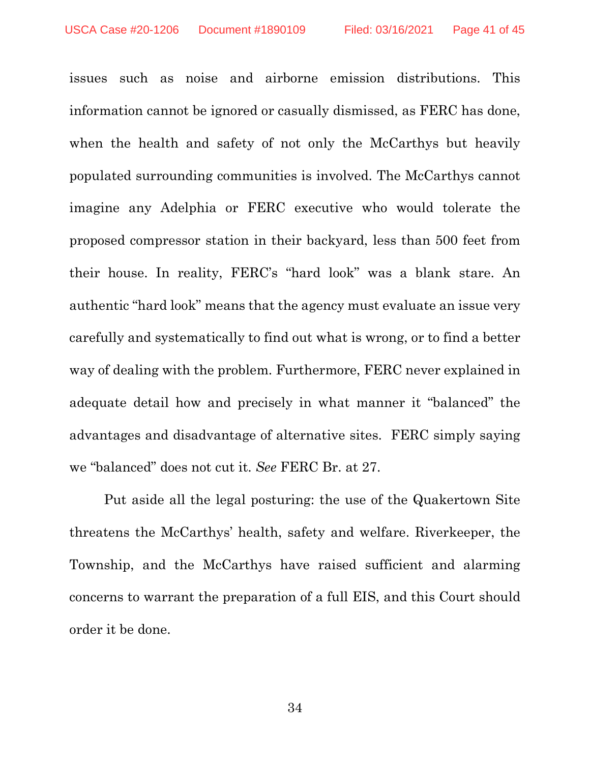issues such as noise and airborne emission distributions. This information cannot be ignored or casually dismissed, as FERC has done, when the health and safety of not only the McCarthys but heavily populated surrounding communities is involved. The McCarthys cannot imagine any Adelphia or FERC executive who would tolerate the proposed compressor station in their backyard, less than 500 feet from their house. In reality, FERC's "hard look" was a blank stare. An authentic "hard look" means that the agency must evaluate an issue very carefully and systematically to find out what is wrong, or to find a better way of dealing with the problem. Furthermore, FERC never explained in adequate detail how and precisely in what manner it "balanced" the advantages and disadvantage of alternative sites. FERC simply saying we "balanced" does not cut it. *See* FERC Br. at 27.

Put aside all the legal posturing: the use of the Quakertown Site threatens the McCarthys' health, safety and welfare. Riverkeeper, the Township, and the McCarthys have raised sufficient and alarming concerns to warrant the preparation of a full EIS, and this Court should order it be done.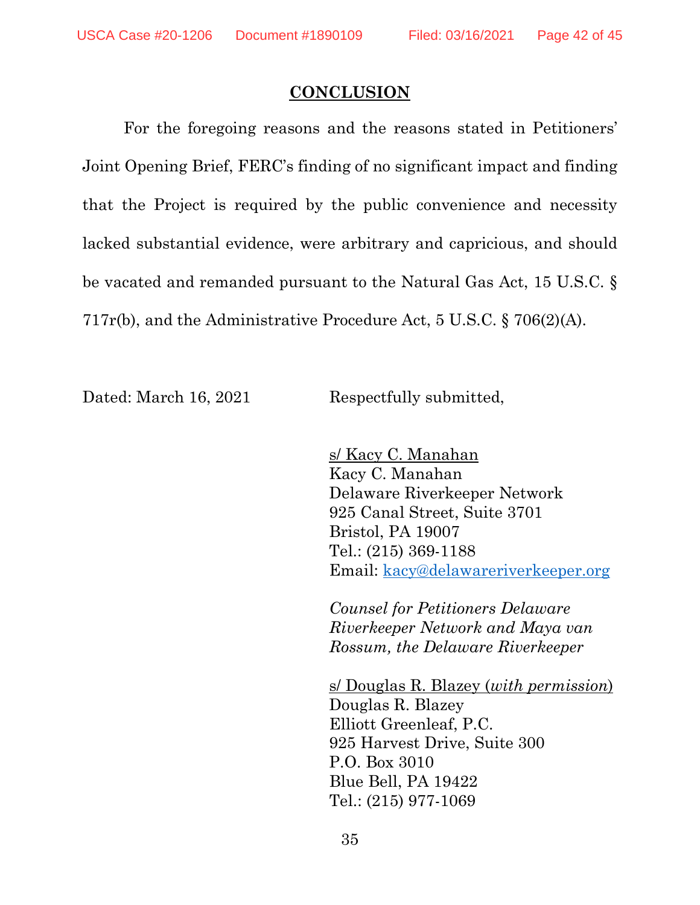## CONCLUSION

For the foregoing reasons and the reasons stated in Petitioners' Joint Opening Brief, FERC's finding of no significant impact and finding that the Project is required by the public convenience and necessity lacked substantial evidence, were arbitrary and capricious, and should be vacated and remanded pursuant to the Natural Gas Act, 15 U.S.C. § 717r(b), and the Administrative Procedure Act, 5 U.S.C. § 706(2)(A).

Dated: March 16, 2021

Respectfully submitted,

s/ Kacy C. Manahan
Kacy C. Manahan
Delaware Riverkeeper Network
925 Canal Street, Suite 3701
Bristol, PA 19007
Tel.: (215) 369-1188
Email: kacy@delawareriverkeeper.org

*Counsel for Petitioners Delaware Riverkeeper Network and Maya van Rossum, the Delaware Riverkeeper*

s/ Douglas R. Blazey (*with permission*)
Douglas R. Blazey
Elliott Greenleaf, P.C.
925 Harvest Drive, Suite 300
P.O. Box 3010
Blue Bell, PA 19422
Tel.: (215) 977-1069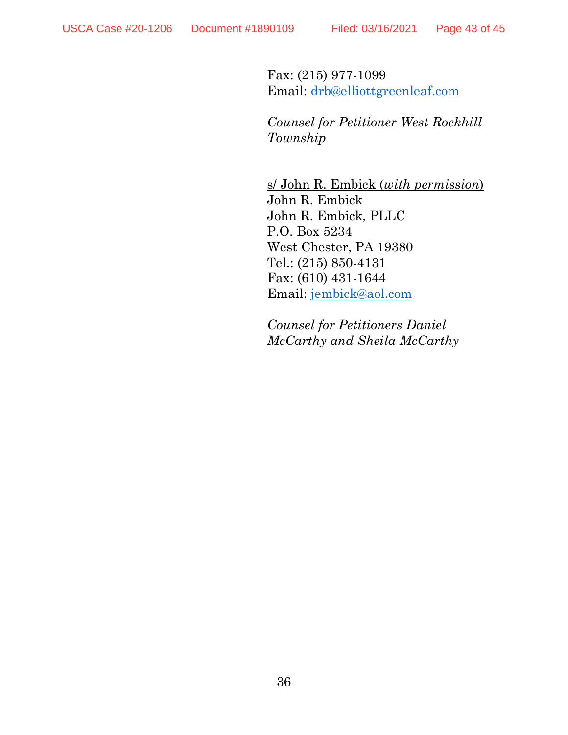Fax: (215) 977-1099
Email: drb@elliottgreenleaf.com

*Counsel for Petitioner West Rockhill Township*

s/ John R. Embick (*with permission*)
John R. Embick
John R. Embick, PLLC
P.O. Box 5234
West Chester, PA 19380
Tel.: (215) 850-4131
Fax: (610) 431-1644
Email: jembick@aol.com

*Counsel for Petitioners Daniel McCarthy and Sheila McCarthy*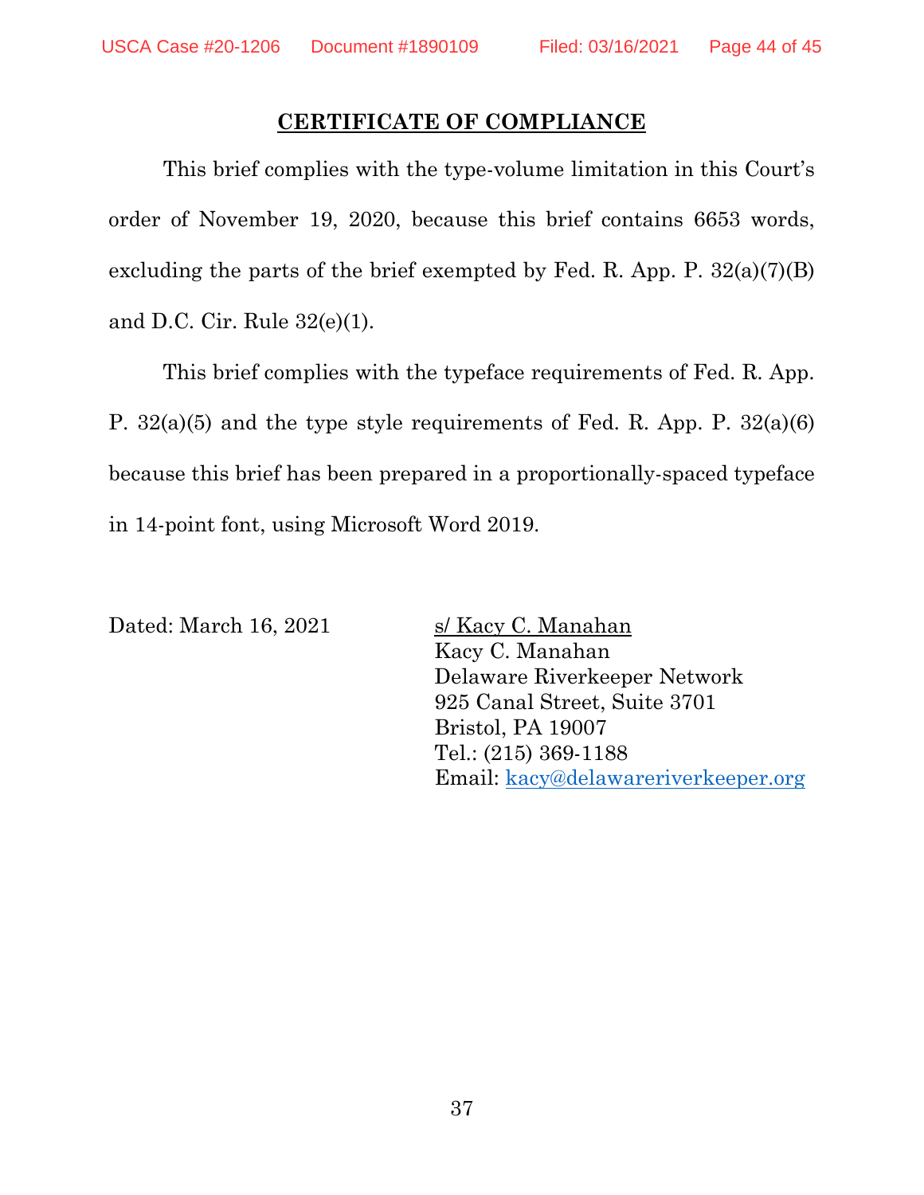## CERTIFICATE OF COMPLIANCE

This brief complies with the type-volume limitation in this Court's order of November 19, 2020, because this brief contains 6653 words, excluding the parts of the brief exempted by Fed. R. App. P. 32(a)(7)(B) and D.C. Cir. Rule 32(e)(1).

This brief complies with the typeface requirements of Fed. R. App. P. 32(a)(5) and the type style requirements of Fed. R. App. P. 32(a)(6) because this brief has been prepared in a proportionally-spaced typeface in 14-point font, using Microsoft Word 2019.

Dated: March 16, 2021

s/ Kacy C. Manahan
Kacy C. Manahan
Delaware Riverkeeper Network
925 Canal Street, Suite 3701
Bristol, PA 19007
Tel.: (215) 369-1188
Email: kacy@delawareriverkeeper.org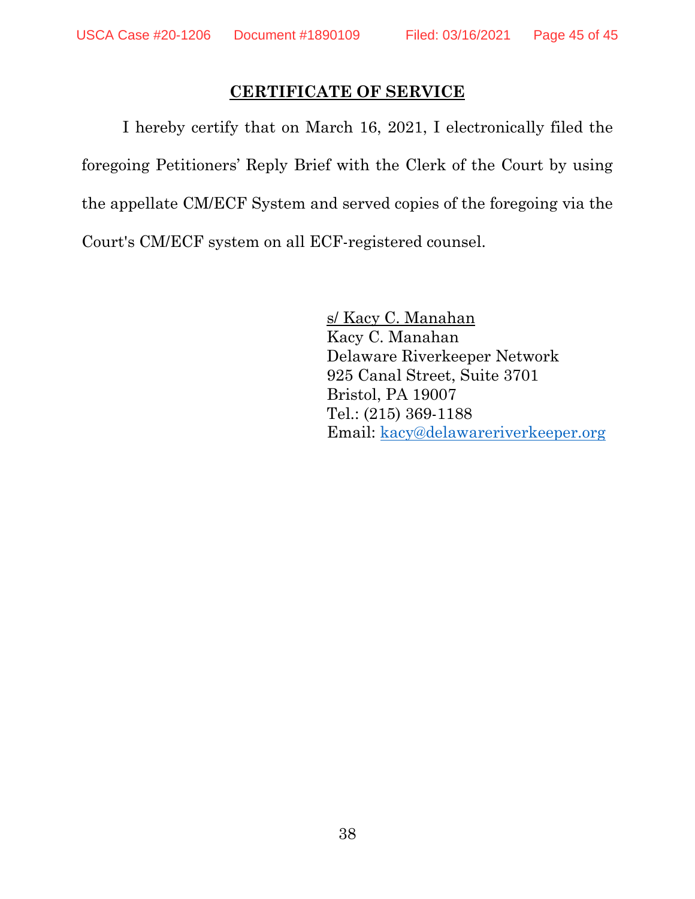## CERTIFICATE OF SERVICE

I hereby certify that on March 16, 2021, I electronically filed the foregoing Petitioners' Reply Brief with the Clerk of the Court by using the appellate CM/ECF System and served copies of the foregoing via the Court's CM/ECF system on all ECF-registered counsel.

s/ Kacy C. Manahan
Kacy C. Manahan
Delaware Riverkeeper Network
925 Canal Street, Suite 3701
Bristol, PA 19007
Tel.: (215) 369-1188
Email: kacy@delawareriverkeeper.org